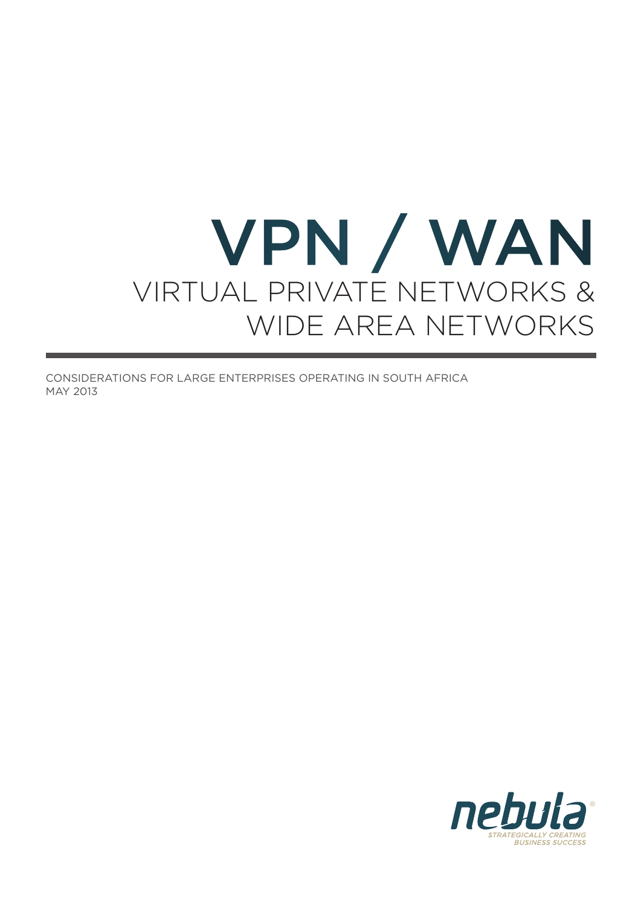# VPN / WAN

## VIRTUAL PRIVATE NETWORKS & WIDE AREA NETWORKS

---

CONSIDERATIONS FOR LARGE ENTERPRISES OPERATING IN SOUTH AFRICA
MAY 2013

nebula®
STRATEGICALLY CREATING BUSINESS SUCCESS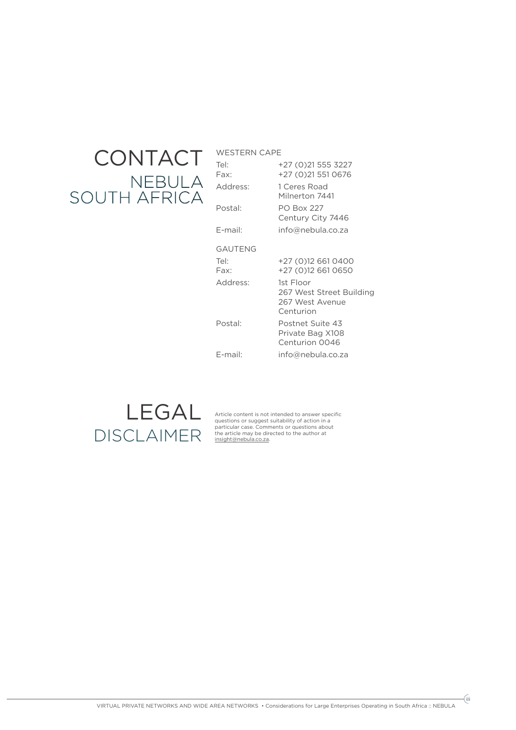# CONTACT

## NEBULA SOUTH AFRICA

WESTERN CAPE

| | |
|---|---|
| Tel: | +27 (0)21 555 3227 |
| Fax: | +27 (0)21 551 0676 |
| Address: | 1 Ceres Road<br>Milnerton 7441 |
| Postal: | PO Box 227<br>Century City 7446 |
| E-mail: | info@nebula.co.za |

GAUTENG

| | |
|---|---|
| Tel: | +27 (0)12 661 0400 |
| Fax: | +27 (0)12 661 0650 |
| Address: | 1st Floor<br>267 West Street Building<br>267 West Avenue<br>Centurion |
| Postal: | Postnet Suite 43<br>Private Bag X108<br>Centurion 0046 |
| E-mail: | info@nebula.co.za |

# LEGAL

## DISCLAIMER

Article content is not intended to answer specific questions or suggest suitability of action in a particular case. Comments or questions about the article may be directed to the author at insight@nebula.co.za.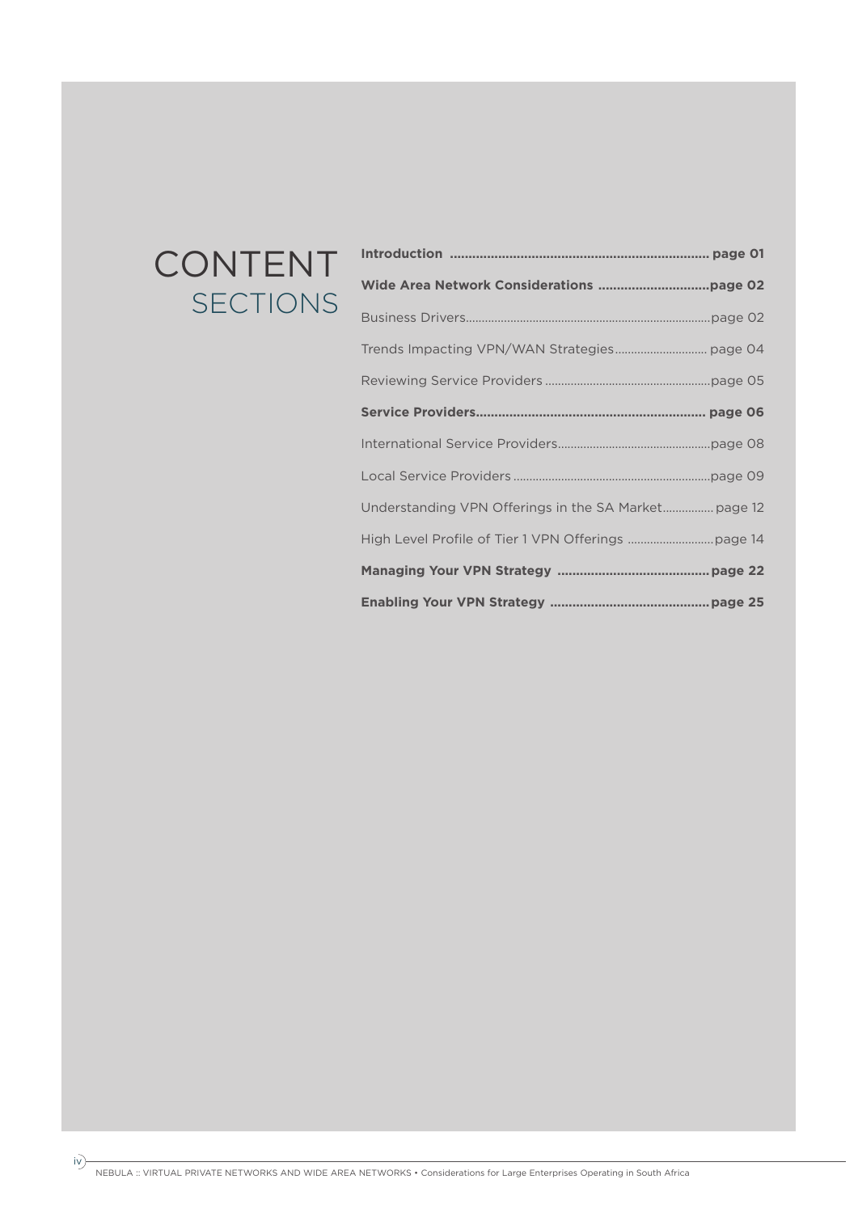# CONTENT SECTIONS

**Introduction .................................................................... page 01**

**Wide Area Network Considerations ..............................page 02**

Business Drivers.............................................................................page 02

Trends Impacting VPN/WAN Strategies............................ page 04

Reviewing Service Providers ...................................................page 05

**Service Providers............................................................. page 06**

International Service Providers...............................................page 08

Local Service Providers .............................................................page 09

Understanding VPN Offerings in the SA Market................ page 12

High Level Profile of Tier 1 VPN Offerings ..........................page 14

**Managing Your VPN Strategy .........................................page 22**

**Enabling Your VPN Strategy ..........................................page 25**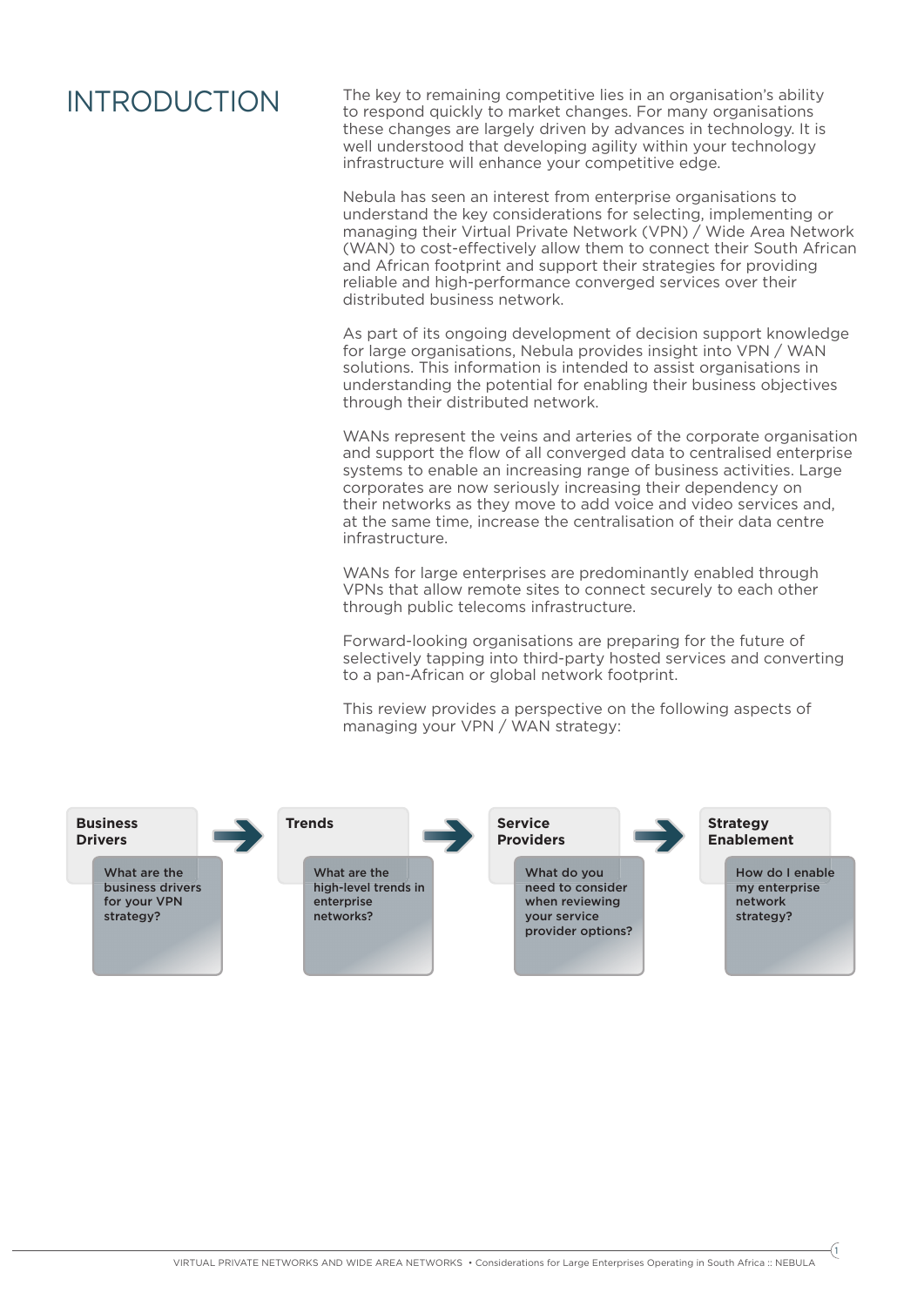# INTRODUCTION

The key to remaining competitive lies in an organisation's ability to respond quickly to market changes. For many organisations these changes are largely driven by advances in technology. It is well understood that developing agility within your technology infrastructure will enhance your competitive edge.

Nebula has seen an interest from enterprise organisations to understand the key considerations for selecting, implementing or managing their Virtual Private Network (VPN) / Wide Area Network (WAN) to cost-effectively allow them to connect their South African and African footprint and support their strategies for providing reliable and high-performance converged services over their distributed business network.

As part of its ongoing development of decision support knowledge for large organisations, Nebula provides insight into VPN / WAN solutions. This information is intended to assist organisations in understanding the potential for enabling their business objectives through their distributed network.

WANs represent the veins and arteries of the corporate organisation and support the flow of all converged data to centralised enterprise systems to enable an increasing range of business activities. Large corporates are now seriously increasing their dependency on their networks as they move to add voice and video services and, at the same time, increase the centralisation of their data centre infrastructure.

WANs for large enterprises are predominantly enabled through VPNs that allow remote sites to connect securely to each other through public telecoms infrastructure.

Forward-looking organisations are preparing for the future of selectively tapping into third-party hosted services and converting to a pan-African or global network footprint.

This review provides a perspective on the following aspects of managing your VPN / WAN strategy:

**Business Drivers** → What are the business drivers for your VPN strategy?

**Trends** → What are the high-level trends in enterprise networks?

**Service Providers** → What do you need to consider when reviewing your service provider options?

**Strategy Enablement** → How do I enable my enterprise network strategy?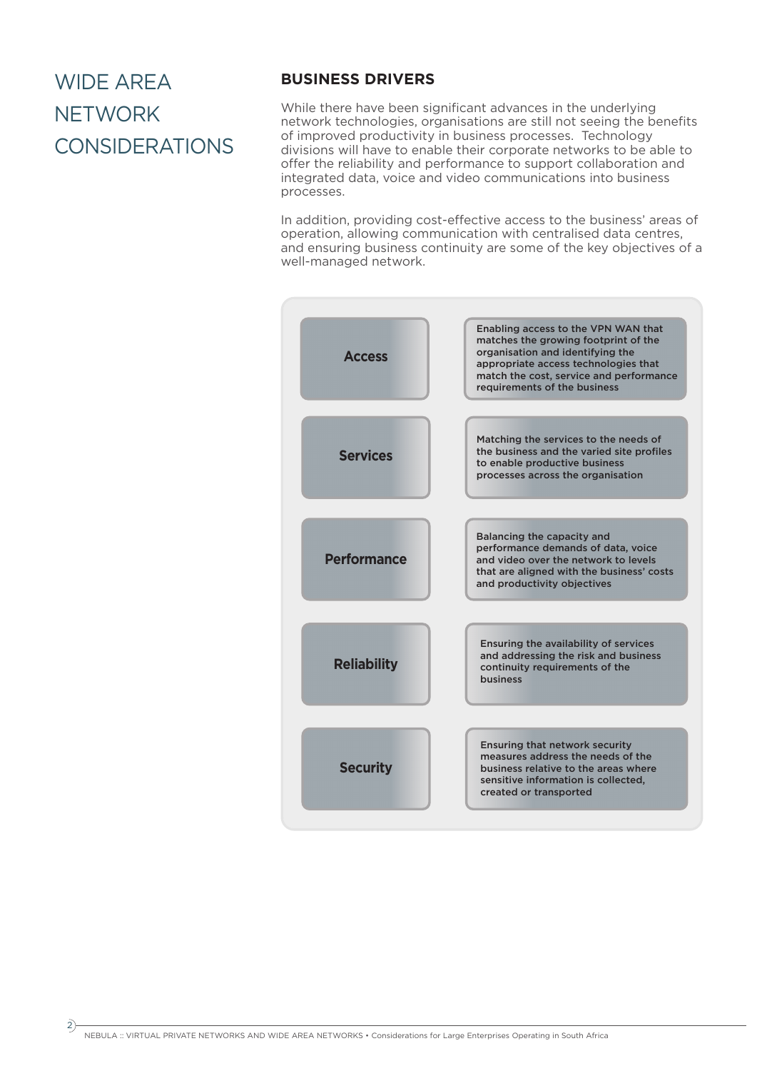# WIDE AREA NETWORK CONSIDERATIONS

## BUSINESS DRIVERS

While there have been significant advances in the underlying network technologies, organisations are still not seeing the benefits of improved productivity in business processes. Technology divisions will have to enable their corporate networks to be able to offer the reliability and performance to support collaboration and integrated data, voice and video communications into business processes.

In addition, providing cost-effective access to the business' areas of operation, allowing communication with centralised data centres, and ensuring business continuity are some of the key objectives of a well-managed network.

| | |
|---|---|
| **Access** | Enabling access to the VPN WAN that matches the growing footprint of the organisation and identifying the appropriate access technologies that match the cost, service and performance requirements of the business |
| **Services** | Matching the services to the needs of the business and the varied site profiles to enable productive business processes across the organisation |
| **Performance** | Balancing the capacity and performance demands of data, voice and video over the network to levels that are aligned with the business' costs and productivity objectives |
| **Reliability** | Ensuring the availability of services and addressing the risk and business continuity requirements of the business |
| **Security** | Ensuring that network security measures address the needs of the business relative to the areas where sensitive information is collected, created or transported |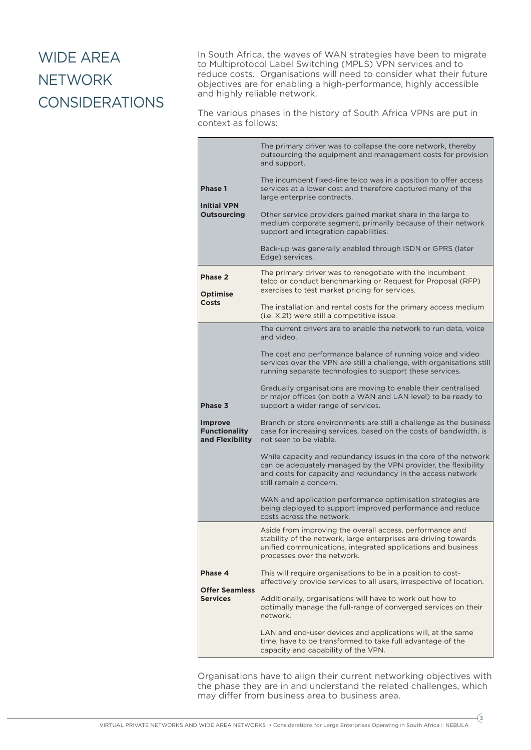# WIDE AREA NETWORK CONSIDERATIONS

In South Africa, the waves of WAN strategies have been to migrate to Multiprotocol Label Switching (MPLS) VPN services and to reduce costs. Organisations will need to consider what their future objectives are for enabling a high-performance, highly accessible and highly reliable network.

The various phases in the history of South Africa VPNs are put in context as follows:

| Phase | Description |
|---|---|
| **Phase 1**<br><br>**Initial VPN Outsourcing** | The primary driver was to collapse the core network, thereby outsourcing the equipment and management costs for provision and support.<br><br>The incumbent fixed-line telco was in a position to offer access services at a lower cost and therefore captured many of the large enterprise contracts.<br><br>Other service providers gained market share in the large to medium corporate segment, primarily because of their network support and integration capabilities.<br><br>Back-up was generally enabled through ISDN or GPRS (later Edge) services. |
| **Phase 2**<br><br>**Optimise Costs** | The primary driver was to renegotiate with the incumbent telco or conduct benchmarking or Request for Proposal (RFP) exercises to test market pricing for services.<br><br>The installation and rental costs for the primary access medium (i.e. X.21) were still a competitive issue. |
| **Phase 3**<br><br>**Improve Functionality and Flexibility** | The current drivers are to enable the network to run data, voice and video.<br><br>The cost and performance balance of running voice and video services over the VPN are still a challenge, with organisations still running separate technologies to support these services.<br><br>Gradually organisations are moving to enable their centralised or major offices (on both a WAN and LAN level) to be ready to support a wider range of services.<br><br>Branch or store environments are still a challenge as the business case for increasing services, based on the costs of bandwidth, is not seen to be viable.<br><br>While capacity and redundancy issues in the core of the network can be adequately managed by the VPN provider, the flexibility and costs for capacity and redundancy in the access network still remain a concern.<br><br>WAN and application performance optimisation strategies are being deployed to support improved performance and reduce costs across the network. |
| **Phase 4**<br><br>**Offer Seamless Services** | Aside from improving the overall access, performance and stability of the network, large enterprises are driving towards unified communications, integrated applications and business processes over the network.<br><br>This will require organisations to be in a position to cost-effectively provide services to all users, irrespective of location.<br><br>Additionally, organisations will have to work out how to optimally manage the full-range of converged services on their network.<br><br>LAN and end-user devices and applications will, at the same time, have to be transformed to take full advantage of the capacity and capability of the VPN. |

Organisations have to align their current networking objectives with the phase they are in and understand the related challenges, which may differ from business area to business area.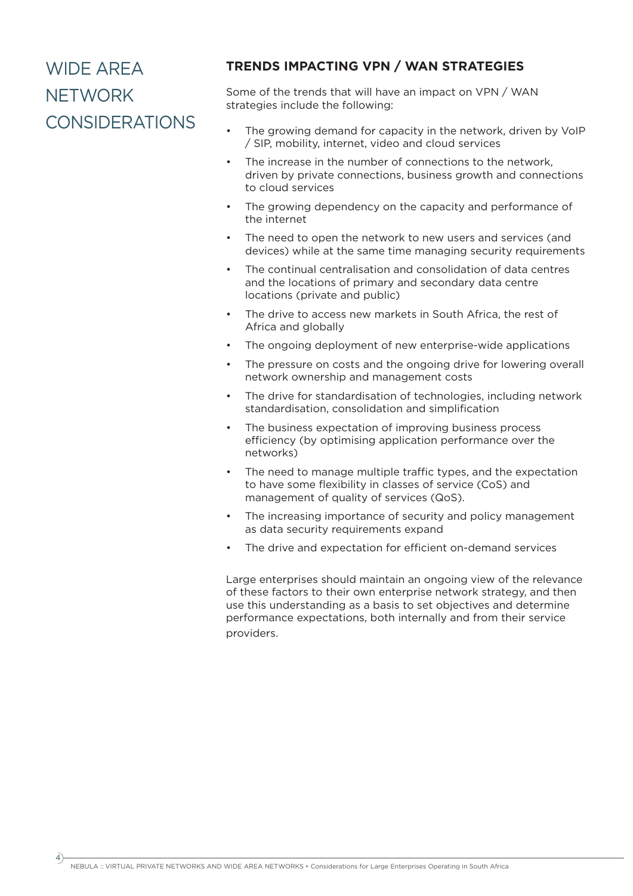# WIDE AREA NETWORK CONSIDERATIONS

## TRENDS IMPACTING VPN / WAN STRATEGIES

Some of the trends that will have an impact on VPN / WAN strategies include the following:

- The growing demand for capacity in the network, driven by VoIP / SIP, mobility, internet, video and cloud services
- The increase in the number of connections to the network, driven by private connections, business growth and connections to cloud services
- The growing dependency on the capacity and performance of the internet
- The need to open the network to new users and services (and devices) while at the same time managing security requirements
- The continual centralisation and consolidation of data centres and the locations of primary and secondary data centre locations (private and public)
- The drive to access new markets in South Africa, the rest of Africa and globally
- The ongoing deployment of new enterprise-wide applications
- The pressure on costs and the ongoing drive for lowering overall network ownership and management costs
- The drive for standardisation of technologies, including network standardisation, consolidation and simplification
- The business expectation of improving business process efficiency (by optimising application performance over the networks)
- The need to manage multiple traffic types, and the expectation to have some flexibility in classes of service (CoS) and management of quality of services (QoS).
- The increasing importance of security and policy management as data security requirements expand
- The drive and expectation for efficient on-demand services

Large enterprises should maintain an ongoing view of the relevance of these factors to their own enterprise network strategy, and then use this understanding as a basis to set objectives and determine performance expectations, both internally and from their service providers.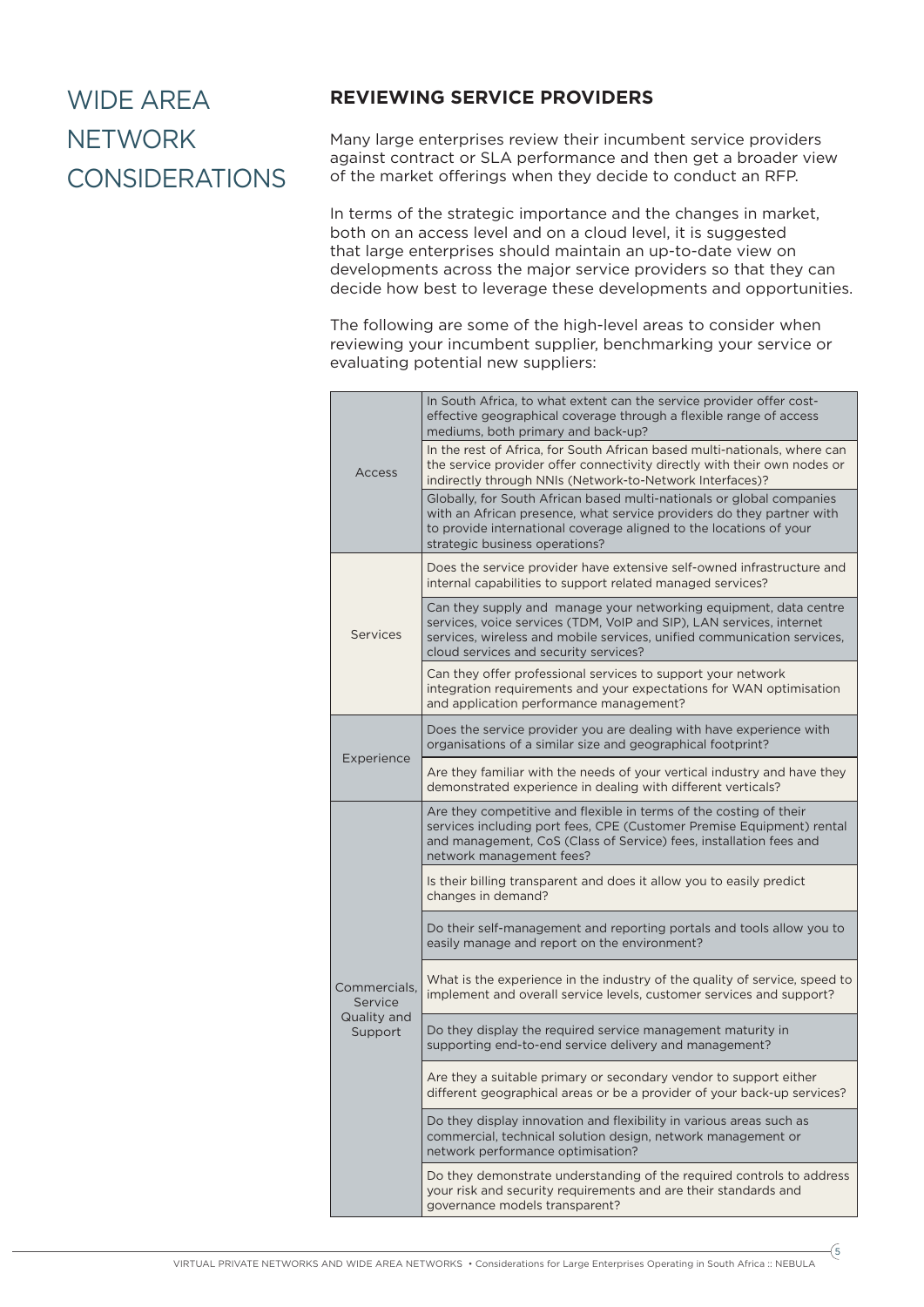# WIDE AREA NETWORK CONSIDERATIONS

## REVIEWING SERVICE PROVIDERS

Many large enterprises review their incumbent service providers against contract or SLA performance and then get a broader view of the market offerings when they decide to conduct an RFP.

In terms of the strategic importance and the changes in market, both on an access level and on a cloud level, it is suggested that large enterprises should maintain an up-to-date view on developments across the major service providers so that they can decide how best to leverage these developments and opportunities.

The following are some of the high-level areas to consider when reviewing your incumbent supplier, benchmarking your service or evaluating potential new suppliers:

| Area | Considerations |
|---|---|
| Access | In South Africa, to what extent can the service provider offer cost-effective geographical coverage through a flexible range of access mediums, both primary and back-up? |
| | In the rest of Africa, for South African based multi-nationals, where can the service provider offer connectivity directly with their own nodes or indirectly through NNIs (Network-to-Network Interfaces)? |
| | Globally, for South African based multi-nationals or global companies with an African presence, what service providers do they partner with to provide international coverage aligned to the locations of your strategic business operations? |
| Services | Does the service provider have extensive self-owned infrastructure and internal capabilities to support related managed services? |
| | Can they supply and manage your networking equipment, data centre services, voice services (TDM, VoIP and SIP), LAN services, internet services, wireless and mobile services, unified communication services, cloud services and security services? |
| | Can they offer professional services to support your network integration requirements and your expectations for WAN optimisation and application performance management? |
| Experience | Does the service provider you are dealing with have experience with organisations of a similar size and geographical footprint? |
| | Are they familiar with the needs of your vertical industry and have they demonstrated experience in dealing with different verticals? |
| Commercials, Service Quality and Support | Are they competitive and flexible in terms of the costing of their services including port fees, CPE (Customer Premise Equipment) rental and management, CoS (Class of Service) fees, installation fees and network management fees? |
| | Is their billing transparent and does it allow you to easily predict changes in demand? |
| | Do their self-management and reporting portals and tools allow you to easily manage and report on the environment? |
| | What is the experience in the industry of the quality of service, speed to implement and overall service levels, customer services and support? |
| | Do they display the required service management maturity in supporting end-to-end service delivery and management? |
| | Are they a suitable primary or secondary vendor to support either different geographical areas or be a provider of your back-up services? |
| | Do they display innovation and flexibility in various areas such as commercial, technical solution design, network management or network performance optimisation? |
| | Do they demonstrate understanding of the required controls to address your risk and security requirements and are their standards and governance models transparent? |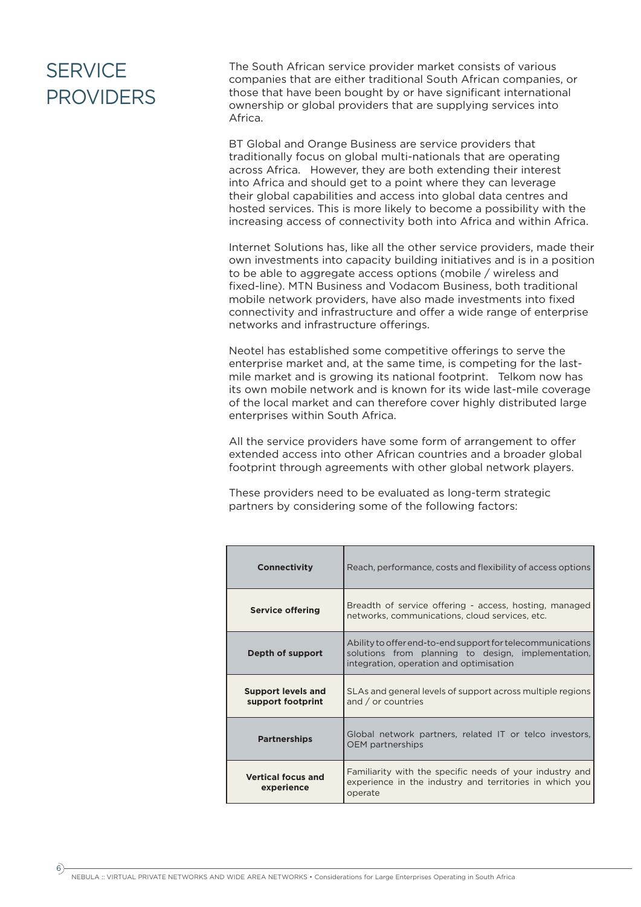# SERVICE PROVIDERS

The South African service provider market consists of various companies that are either traditional South African companies, or those that have been bought by or have significant international ownership or global providers that are supplying services into Africa.

BT Global and Orange Business are service providers that traditionally focus on global multi-nationals that are operating across Africa. However, they are both extending their interest into Africa and should get to a point where they can leverage their global capabilities and access into global data centres and hosted services. This is more likely to become a possibility with the increasing access of connectivity both into Africa and within Africa.

Internet Solutions has, like all the other service providers, made their own investments into capacity building initiatives and is in a position to be able to aggregate access options (mobile / wireless and fixed-line). MTN Business and Vodacom Business, both traditional mobile network providers, have also made investments into fixed connectivity and infrastructure and offer a wide range of enterprise networks and infrastructure offerings.

Neotel has established some competitive offerings to serve the enterprise market and, at the same time, is competing for the last-mile market and is growing its national footprint. Telkom now has its own mobile network and is known for its wide last-mile coverage of the local market and can therefore cover highly distributed large enterprises within South Africa.

All the service providers have some form of arrangement to offer extended access into other African countries and a broader global footprint through agreements with other global network players.

These providers need to be evaluated as long-term strategic partners by considering some of the following factors:

| Factor | Description |
|---|---|
| **Connectivity** | Reach, performance, costs and flexibility of access options |
| **Service offering** | Breadth of service offering - access, hosting, managed networks, communications, cloud services, etc. |
| **Depth of support** | Ability to offer end-to-end support for telecommunications solutions from planning to design, implementation, integration, operation and optimisation |
| **Support levels and support footprint** | SLAs and general levels of support across multiple regions and / or countries |
| **Partnerships** | Global network partners, related IT or telco investors, OEM partnerships |
| **Vertical focus and experience** | Familiarity with the specific needs of your industry and experience in the industry and territories in which you operate |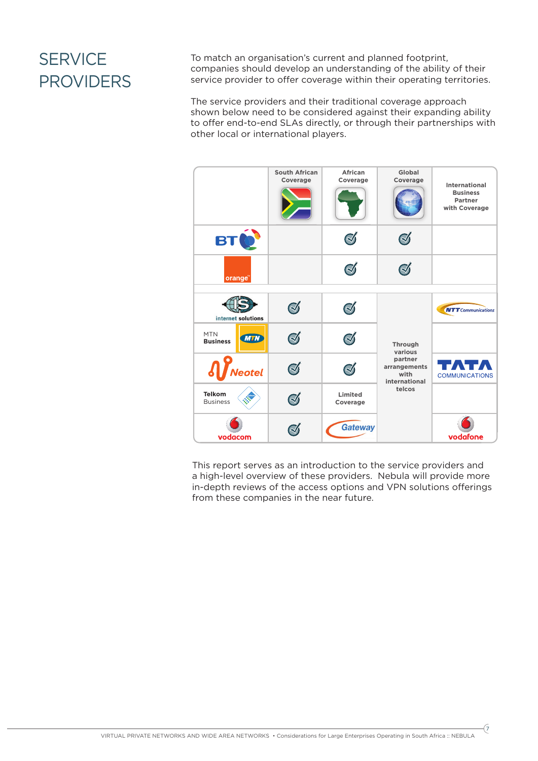# SERVICE PROVIDERS

To match an organisation's current and planned footprint, companies should develop an understanding of the ability of their service provider to offer coverage within their operating territories.

The service providers and their traditional coverage approach shown below need to be considered against their expanding ability to offer end-to-end SLAs directly, or through their partnerships with other local or international players.

| | South African Coverage | African Coverage | Global Coverage | International Business Partner with Coverage |
|---|---|---|---|---|
| BT | | ✓ | ✓ | |
| orange | | ✓ | ✓ | |
| internet solutions | ✓ | ✓ | Through various partner arrangements with international telcos | NTT Communications |
| MTN Business | ✓ | ✓ | | |
| Neotel | ✓ | ✓ | | TATA COMMUNICATIONS |
| Telkom Business | ✓ | Limited Coverage | | |
| vodacom | ✓ | Gateway | | vodafone |

This report serves as an introduction to the service providers and a high-level overview of these providers. Nebula will provide more in-depth reviews of the access options and VPN solutions offerings from these companies in the near future.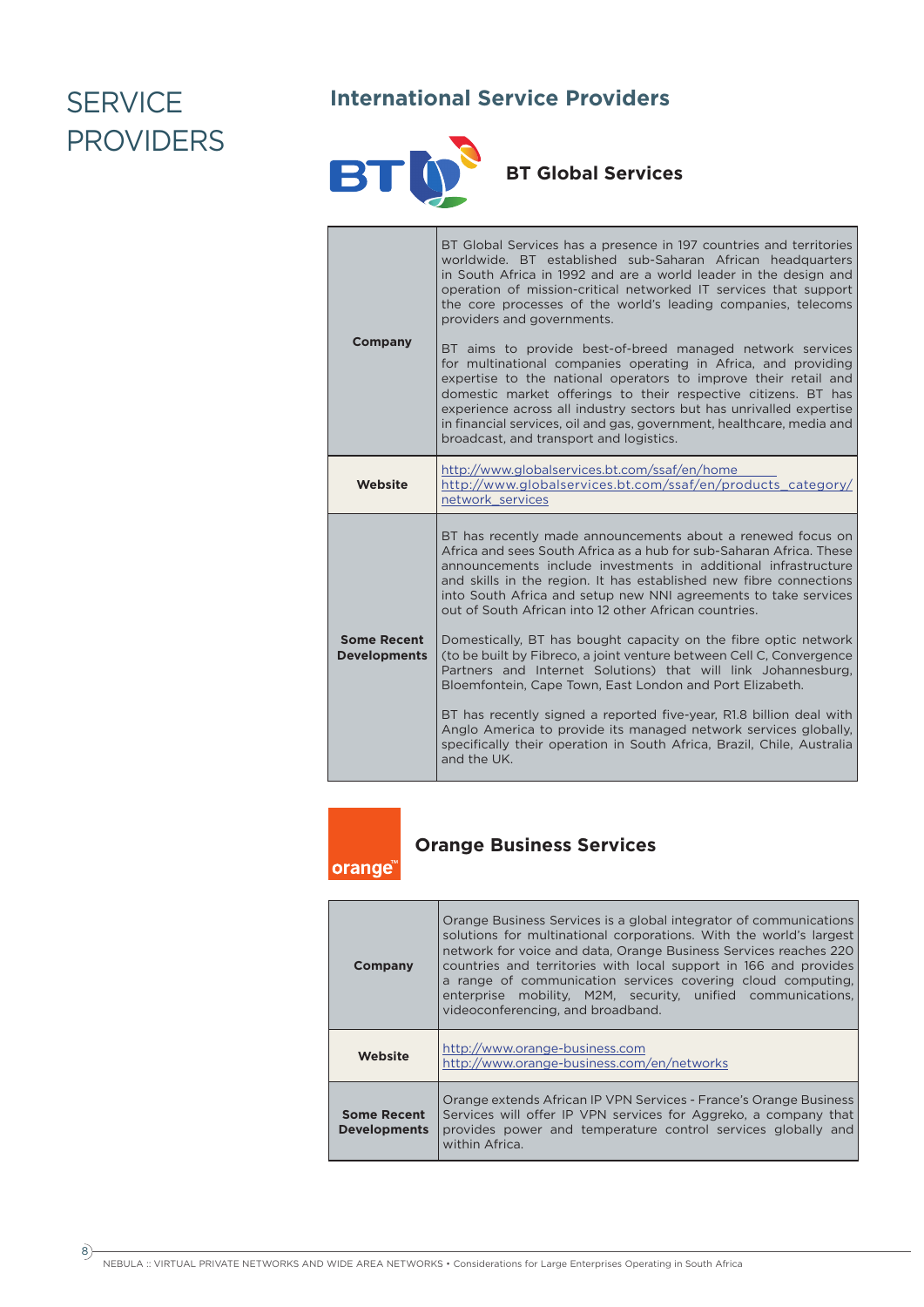# SERVICE PROVIDERS

## International Service Providers

### BT Global Services

| | |
|---|---|
| **Company** | BT Global Services has a presence in 197 countries and territories worldwide. BT established sub-Saharan African headquarters in South Africa in 1992 and are a world leader in the design and operation of mission-critical networked IT services that support the core processes of the world's leading companies, telecoms providers and governments.<br><br>BT aims to provide best-of-breed managed network services for multinational companies operating in Africa, and providing expertise to the national operators to improve their retail and domestic market offerings to their respective citizens. BT has experience across all industry sectors but has unrivalled expertise in financial services, oil and gas, government, healthcare, media and broadcast, and transport and logistics. |
| **Website** | http://www.globalservices.bt.com/ssaf/en/home<br>http://www.globalservices.bt.com/ssaf/en/products_category/network_services |
| **Some Recent Developments** | BT has recently made announcements about a renewed focus on Africa and sees South Africa as a hub for sub-Saharan Africa. These announcements include investments in additional infrastructure and skills in the region. It has established new fibre connections into South Africa and setup new NNI agreements to take services out of South African into 12 other African countries.<br><br>Domestically, BT has bought capacity on the fibre optic network (to be built by Fibreco, a joint venture between Cell C, Convergence Partners and Internet Solutions) that will link Johannesburg, Bloemfontein, Cape Town, East London and Port Elizabeth.<br><br>BT has recently signed a reported five-year, R1.8 billion deal with Anglo America to provide its managed network services globally, specifically their operation in South Africa, Brazil, Chile, Australia and the UK. |

### Orange Business Services

| | |
|---|---|
| **Company** | Orange Business Services is a global integrator of communications solutions for multinational corporations. With the world's largest network for voice and data, Orange Business Services reaches 220 countries and territories with local support in 166 and provides a range of communication services covering cloud computing, enterprise mobility, M2M, security, unified communications, videoconferencing, and broadband. |
| **Website** | http://www.orange-business.com<br>http://www.orange-business.com/en/networks |
| **Some Recent Developments** | Orange extends African IP VPN Services - France's Orange Business Services will offer IP VPN services for Aggreko, a company that provides power and temperature control services globally and within Africa. |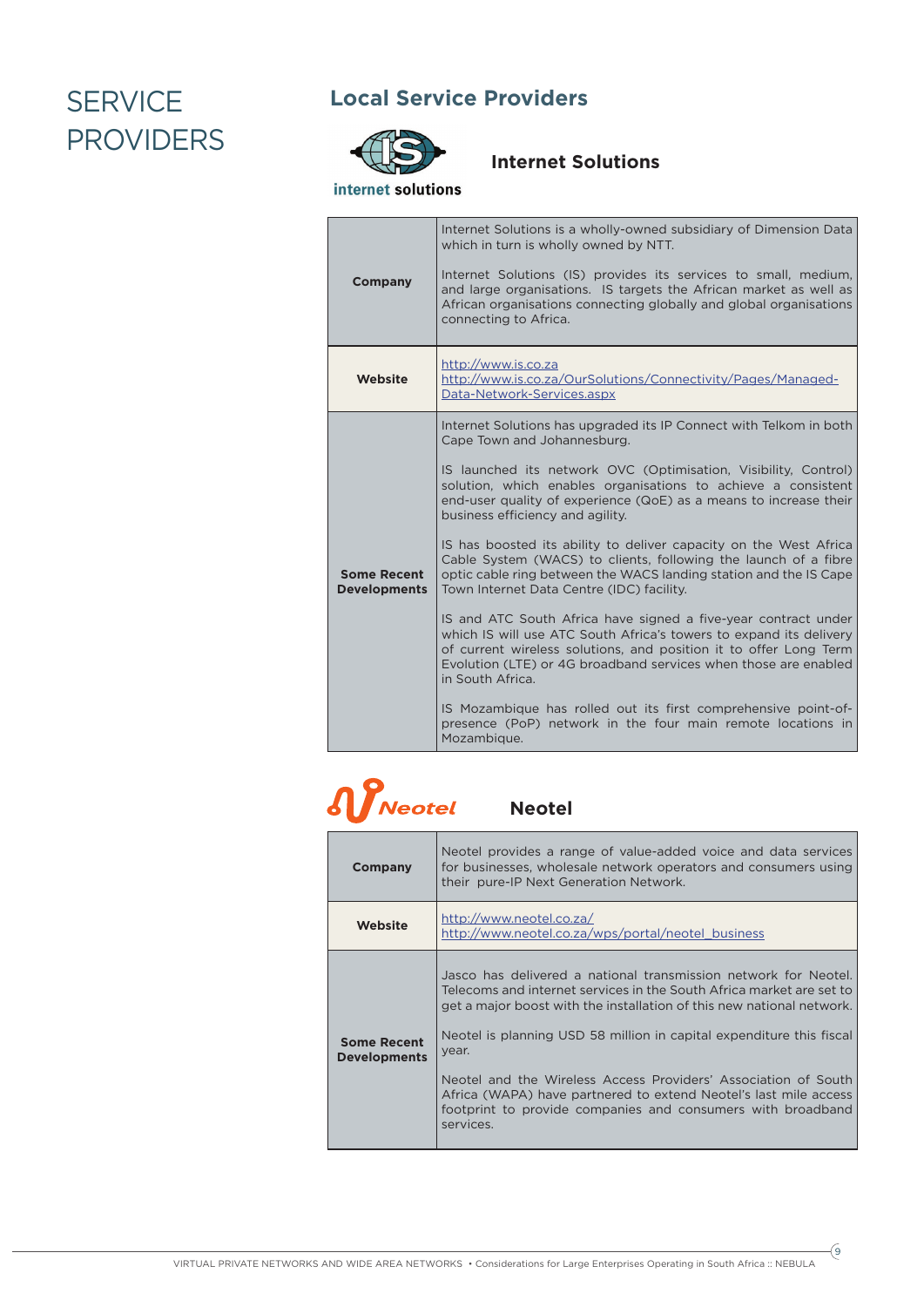# SERVICE PROVIDERS

## Local Service Providers

### Internet Solutions

| | |
|---|---|
| **Company** | Internet Solutions is a wholly-owned subsidiary of Dimension Data which in turn is wholly owned by NTT.<br><br>Internet Solutions (IS) provides its services to small, medium, and large organisations. IS targets the African market as well as African organisations connecting globally and global organisations connecting to Africa. |
| **Website** | http://www.is.co.za<br>http://www.is.co.za/OurSolutions/Connectivity/Pages/Managed-Data-Network-Services.aspx |
| **Some Recent Developments** | Internet Solutions has upgraded its IP Connect with Telkom in both Cape Town and Johannesburg.<br><br>IS launched its network OVC (Optimisation, Visibility, Control) solution, which enables organisations to achieve a consistent end-user quality of experience (QoE) as a means to increase their business efficiency and agility.<br><br>IS has boosted its ability to deliver capacity on the West Africa Cable System (WACS) to clients, following the launch of a fibre optic cable ring between the WACS landing station and the IS Cape Town Internet Data Centre (IDC) facility.<br><br>IS and ATC South Africa have signed a five-year contract under which IS will use ATC South Africa's towers to expand its delivery of current wireless solutions, and position it to offer Long Term Evolution (LTE) or 4G broadband services when those are enabled in South Africa.<br><br>IS Mozambique has rolled out its first comprehensive point-of-presence (PoP) network in the four main remote locations in Mozambique. |

### Neotel

| | |
|---|---|
| **Company** | Neotel provides a range of value-added voice and data services for businesses, wholesale network operators and consumers using their pure-IP Next Generation Network. |
| **Website** | http://www.neotel.co.za/<br>http://www.neotel.co.za/wps/portal/neotel_business |
| **Some Recent Developments** | Jasco has delivered a national transmission network for Neotel. Telecoms and internet services in the South Africa market are set to get a major boost with the installation of this new national network.<br><br>Neotel is planning USD 58 million in capital expenditure this fiscal year.<br><br>Neotel and the Wireless Access Providers' Association of South Africa (WAPA) have partnered to extend Neotel's last mile access footprint to provide companies and consumers with broadband services. |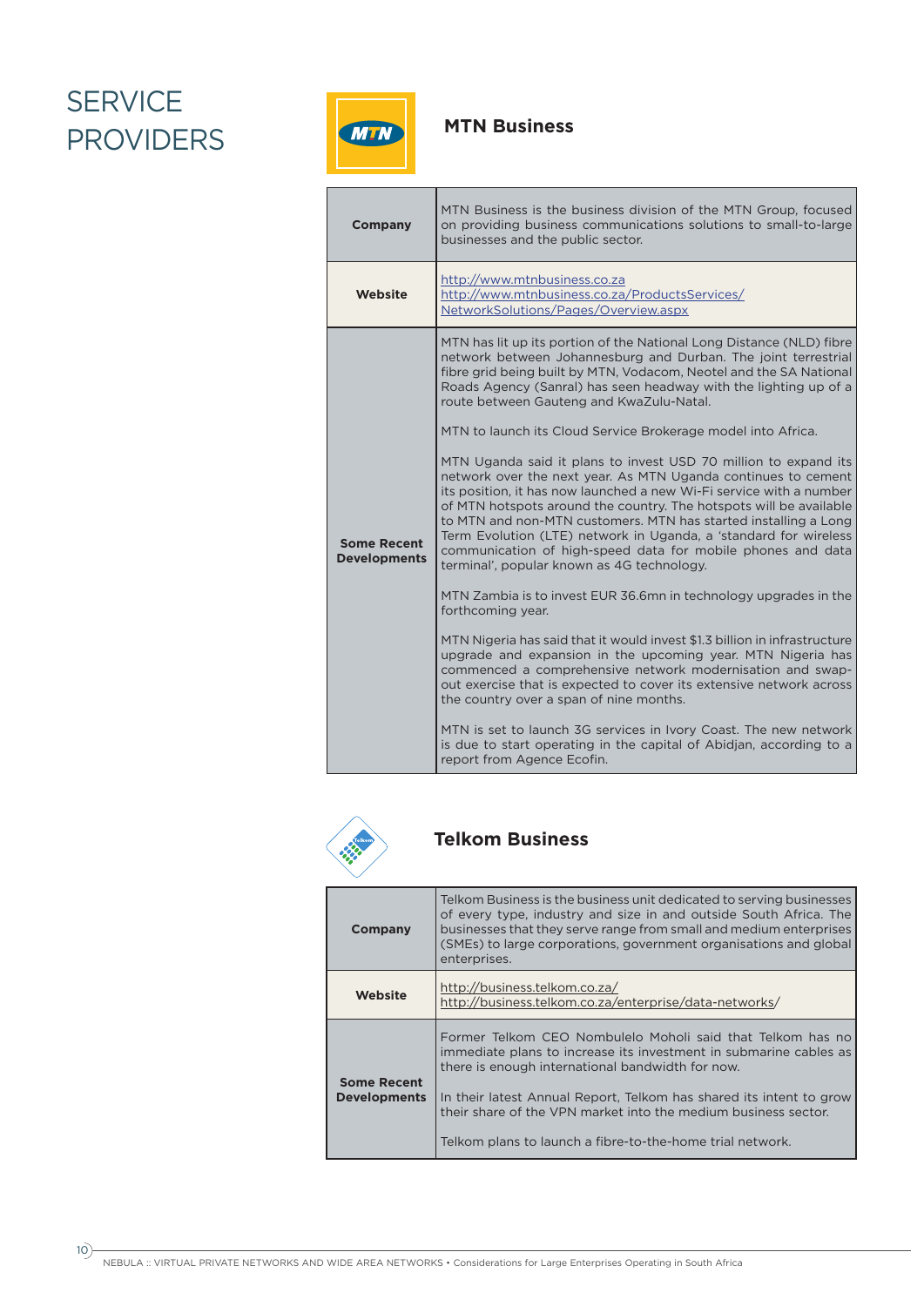# SERVICE PROVIDERS

## MTN Business

| | |
|---|---|
| **Company** | MTN Business is the business division of the MTN Group, focused on providing business communications solutions to small-to-large businesses and the public sector. |
| **Website** | http://www.mtnbusiness.co.za<br>http://www.mtnbusiness.co.za/ProductsServices/NetworkSolutions/Pages/Overview.aspx |
| **Some Recent Developments** | MTN has lit up its portion of the National Long Distance (NLD) fibre network between Johannesburg and Durban. The joint terrestrial fibre grid being built by MTN, Vodacom, Neotel and the SA National Roads Agency (Sanral) has seen headway with the lighting up of a route between Gauteng and KwaZulu-Natal.<br><br>MTN to launch its Cloud Service Brokerage model into Africa.<br><br>MTN Uganda said it plans to invest USD 70 million to expand its network over the next year. As MTN Uganda continues to cement its position, it has now launched a new Wi-Fi service with a number of MTN hotspots around the country. The hotspots will be available to MTN and non-MTN customers. MTN has started installing a Long Term Evolution (LTE) network in Uganda, a 'standard for wireless communication of high-speed data for mobile phones and data terminal', popular known as 4G technology.<br><br>MTN Zambia is to invest EUR 36.6mn in technology upgrades in the forthcoming year.<br><br>MTN Nigeria has said that it would invest $1.3 billion in infrastructure upgrade and expansion in the upcoming year. MTN Nigeria has commenced a comprehensive network modernisation and swap-out exercise that is expected to cover its extensive network across the country over a span of nine months.<br><br>MTN is set to launch 3G services in Ivory Coast. The new network is due to start operating in the capital of Abidjan, according to a report from Agence Ecofin. |

## Telkom Business

| | |
|---|---|
| **Company** | Telkom Business is the business unit dedicated to serving businesses of every type, industry and size in and outside South Africa. The businesses that they serve range from small and medium enterprises (SMEs) to large corporations, government organisations and global enterprises. |
| **Website** | http://business.telkom.co.za/<br>http://business.telkom.co.za/enterprise/data-networks/ |
| **Some Recent Developments** | Former Telkom CEO Nombulelo Moholi said that Telkom has no immediate plans to increase its investment in submarine cables as there is enough international bandwidth for now.<br><br>In their latest Annual Report, Telkom has shared its intent to grow their share of the VPN market into the medium business sector.<br><br>Telkom plans to launch a fibre-to-the-home trial network. |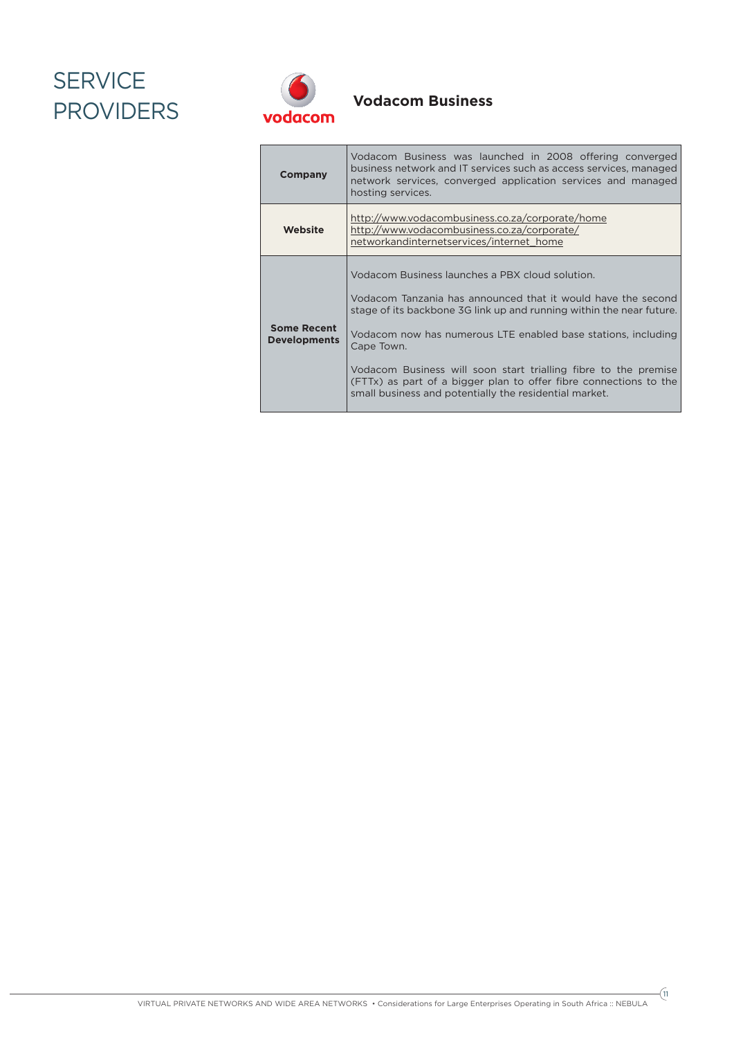# SERVICE PROVIDERS

## Vodacom Business

| | |
|---|---|
| **Company** | Vodacom Business was launched in 2008 offering converged business network and IT services such as access services, managed network services, converged application services and managed hosting services. |
| **Website** | http://www.vodacombusiness.co.za/corporate/home<br>http://www.vodacombusiness.co.za/corporate/networkandinternetservices/internet_home |
| **Some Recent Developments** | Vodacom Business launches a PBX cloud solution.<br><br>Vodacom Tanzania has announced that it would have the second stage of its backbone 3G link up and running within the near future.<br><br>Vodacom now has numerous LTE enabled base stations, including Cape Town.<br><br>Vodacom Business will soon start trialling fibre to the premise (FTTx) as part of a bigger plan to offer fibre connections to the small business and potentially the residential market. |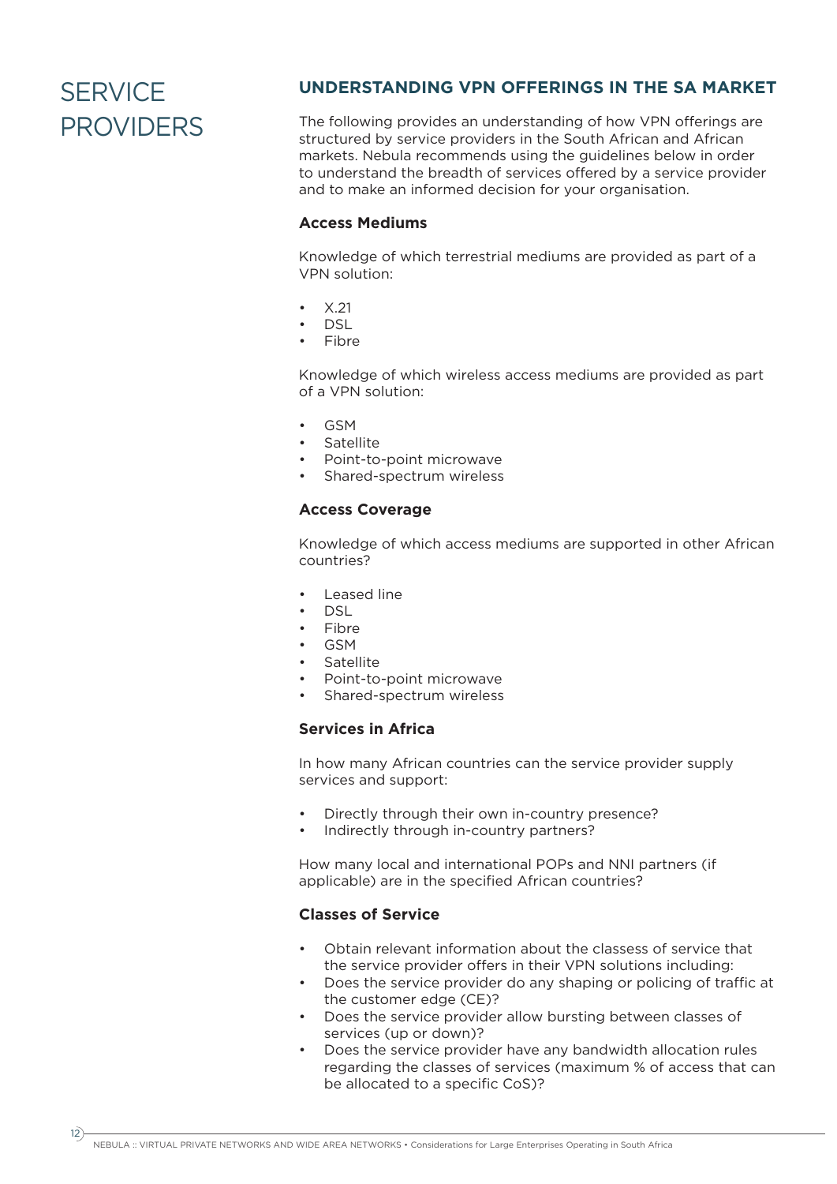# SERVICE PROVIDERS

## UNDERSTANDING VPN OFFERINGS IN THE SA MARKET

The following provides an understanding of how VPN offerings are structured by service providers in the South African and African markets. Nebula recommends using the guidelines below in order to understand the breadth of services offered by a service provider and to make an informed decision for your organisation.

### Access Mediums

Knowledge of which terrestrial mediums are provided as part of a VPN solution:

- X.21
- DSL
- Fibre

Knowledge of which wireless access mediums are provided as part of a VPN solution:

- GSM
- Satellite
- Point-to-point microwave
- Shared-spectrum wireless

### Access Coverage

Knowledge of which access mediums are supported in other African countries?

- Leased line
- DSL
- Fibre
- GSM
- Satellite
- Point-to-point microwave
- Shared-spectrum wireless

### Services in Africa

In how many African countries can the service provider supply services and support:

- Directly through their own in-country presence?
- Indirectly through in-country partners?

How many local and international POPs and NNI partners (if applicable) are in the specified African countries?

### Classes of Service

- Obtain relevant information about the classess of service that the service provider offers in their VPN solutions including:
- Does the service provider do any shaping or policing of traffic at the customer edge (CE)?
- Does the service provider allow bursting between classes of services (up or down)?
- Does the service provider have any bandwidth allocation rules regarding the classes of services (maximum % of access that can be allocated to a specific CoS)?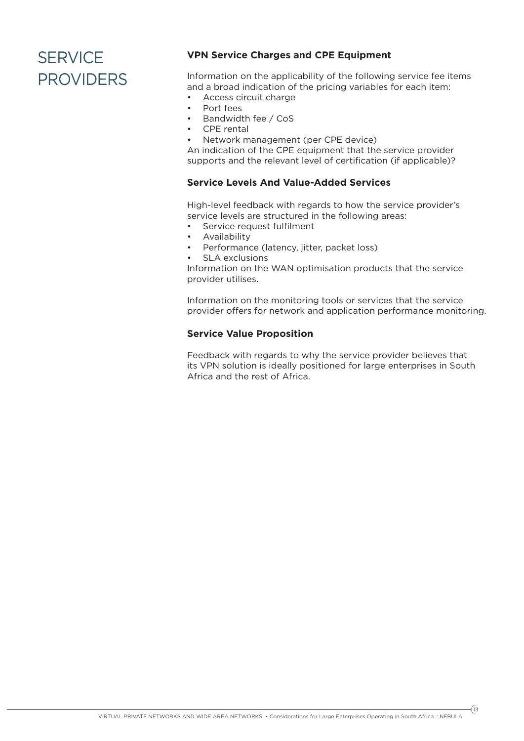# SERVICE PROVIDERS

### VPN Service Charges and CPE Equipment

Information on the applicability of the following service fee items and a broad indication of the pricing variables for each item:

- Access circuit charge
- Port fees
- Bandwidth fee / CoS
- CPE rental
- Network management (per CPE device)

An indication of the CPE equipment that the service provider supports and the relevant level of certification (if applicable)?

### Service Levels And Value-Added Services

High-level feedback with regards to how the service provider's service levels are structured in the following areas:

- Service request fulfilment
- Availability
- Performance (latency, jitter, packet loss)
- SLA exclusions

Information on the WAN optimisation products that the service provider utilises.

Information on the monitoring tools or services that the service provider offers for network and application performance monitoring.

### Service Value Proposition

Feedback with regards to why the service provider believes that its VPN solution is ideally positioned for large enterprises in South Africa and the rest of Africa.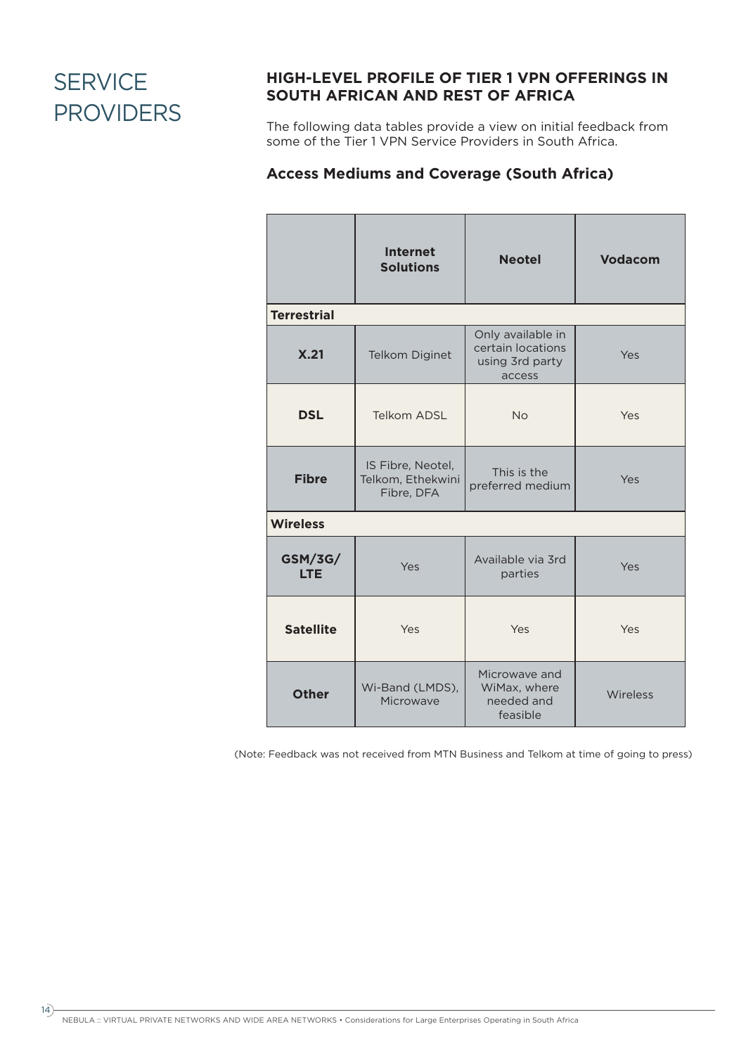# SERVICE PROVIDERS

## HIGH-LEVEL PROFILE OF TIER 1 VPN OFFERINGS IN SOUTH AFRICAN AND REST OF AFRICA

The following data tables provide a view on initial feedback from some of the Tier 1 VPN Service Providers in South Africa.

### Access Mediums and Coverage (South Africa)

| | Internet Solutions | Neotel | Vodacom |
|---|---|---|---|
| **Terrestrial** | | | |
| **X.21** | Telkom Diginet | Only available in certain locations using 3rd party access | Yes |
| **DSL** | Telkom ADSL | No | Yes |
| **Fibre** | IS Fibre, Neotel, Telkom, Ethekwini Fibre, DFA | This is the preferred medium | Yes |
| **Wireless** | | | |
| **GSM/3G/LTE** | Yes | Available via 3rd parties | Yes |
| **Satellite** | Yes | Yes | Yes |
| **Other** | Wi-Band (LMDS), Microwave | Microwave and WiMax, where needed and feasible | Wireless |

(Note: Feedback was not received from MTN Business and Telkom at time of going to press)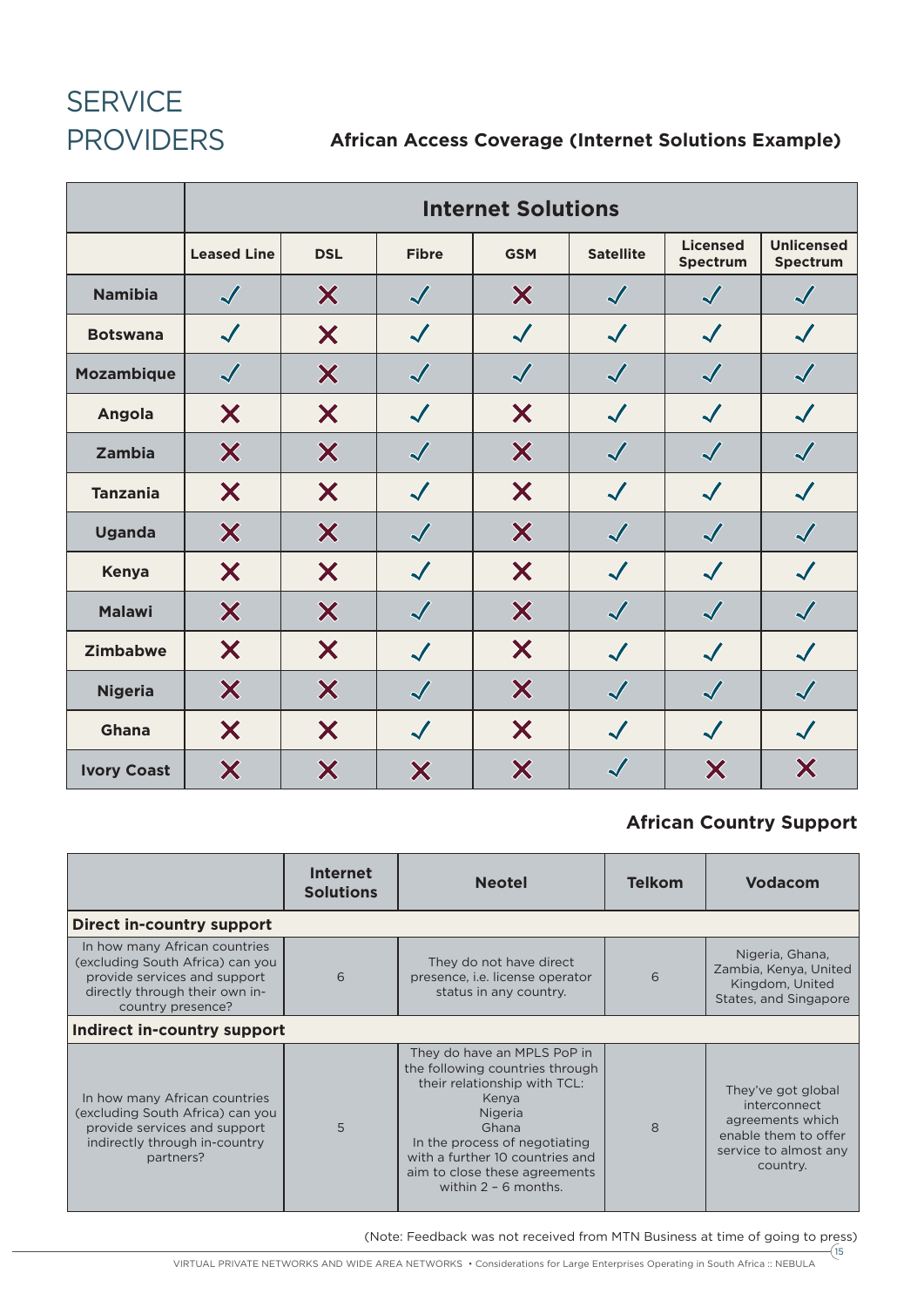# SERVICE PROVIDERS

### African Access Coverage (Internet Solutions Example)

| | Internet Solutions | | | | | | |
|---|---|---|---|---|---|---|---|
| | Leased Line | DSL | Fibre | GSM | Satellite | Licensed Spectrum | Unlicensed Spectrum |
| Namibia | ✓ | ✗ | ✓ | ✗ | ✓ | ✓ | ✓ |
| Botswana | ✓ | ✗ | ✓ | ✓ | ✓ | ✓ | ✓ |
| Mozambique | ✓ | ✗ | ✓ | ✓ | ✓ | ✓ | ✓ |
| Angola | ✗ | ✗ | ✓ | ✗ | ✓ | ✓ | ✓ |
| Zambia | ✗ | ✗ | ✓ | ✗ | ✓ | ✓ | ✓ |
| Tanzania | ✗ | ✗ | ✓ | ✗ | ✓ | ✓ | ✓ |
| Uganda | ✗ | ✗ | ✓ | ✗ | ✓ | ✓ | ✓ |
| Kenya | ✗ | ✗ | ✓ | ✗ | ✓ | ✓ | ✓ |
| Malawi | ✗ | ✗ | ✓ | ✗ | ✓ | ✓ | ✓ |
| Zimbabwe | ✗ | ✗ | ✓ | ✗ | ✓ | ✓ | ✓ |
| Nigeria | ✗ | ✗ | ✓ | ✗ | ✓ | ✓ | ✓ |
| Ghana | ✗ | ✗ | ✓ | ✗ | ✓ | ✓ | ✓ |
| Ivory Coast | ✗ | ✗ | ✗ | ✗ | ✓ | ✗ | ✗ |

### African Country Support

| | Internet Solutions | Neotel | Telkom | Vodacom |
|---|---|---|---|---|
| **Direct in-country support** | | | | |
| In how many African countries (excluding South Africa) can you provide services and support directly through their own in-country presence? | 6 | They do not have direct presence, i.e. license operator status in any country. | 6 | Nigeria, Ghana, Zambia, Kenya, United Kingdom, United States, and Singapore |
| **Indirect in-country support** | | | | |
| In how many African countries (excluding South Africa) can you provide services and support indirectly through in-country partners? | 5 | They do have an MPLS PoP in the following countries through their relationship with TCL: Kenya Nigeria Ghana In the process of negotiating with a further 10 countries and aim to close these agreements within 2 – 6 months. | 8 | They've got global interconnect agreements which enable them to offer service to almost any country. |

(Note: Feedback was not received from MTN Business at time of going to press)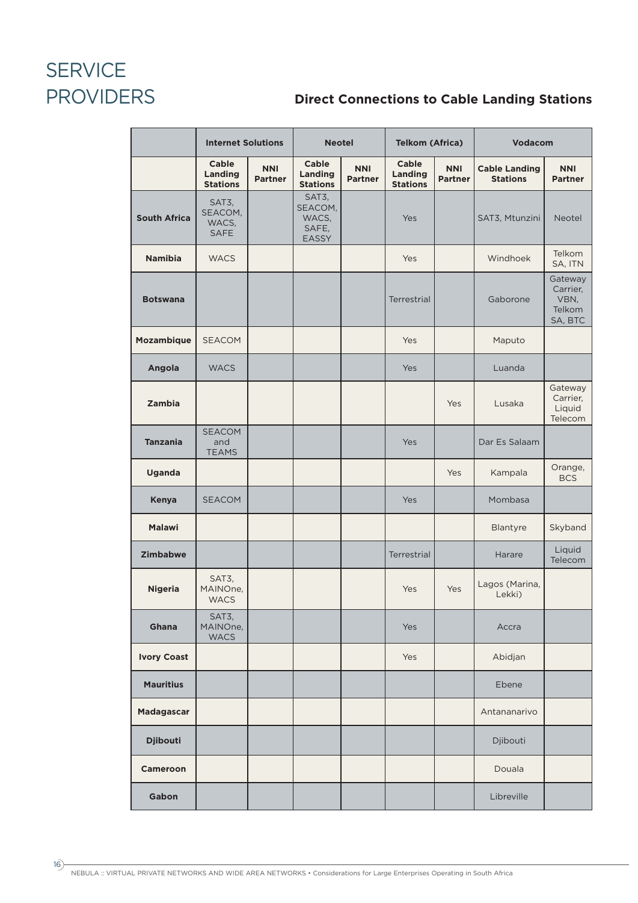# SERVICE PROVIDERS

## Direct Connections to Cable Landing Stations

| | Internet Solutions | | Neotel | | Telkom (Africa) | | Vodacom | |
|---|---|---|---|---|---|---|---|---|
| | Cable Landing Stations | NNI Partner | Cable Landing Stations | NNI Partner | Cable Landing Stations | NNI Partner | Cable Landing Stations | NNI Partner |
| **South Africa** | SAT3, SEACOM, WACS, SAFE | | SAT3, SEACOM, WACS, SAFE, EASSY | | Yes | | SAT3, Mtunzini | Neotel |
| **Namibia** | WACS | | | | Yes | | Windhoek | Telkom SA, ITN |
| **Botswana** | | | | | Terrestrial | | Gaborone | Gateway Carrier, VBN, Telkom SA, BTC |
| **Mozambique** | SEACOM | | | | Yes | | Maputo | |
| **Angola** | WACS | | | | Yes | | Luanda | |
| **Zambia** | | | | | | Yes | Lusaka | Gateway Carrier, Liquid Telecom |
| **Tanzania** | SEACOM and TEAMS | | | | Yes | | Dar Es Salaam | |
| **Uganda** | | | | | | Yes | Kampala | Orange, BCS |
| **Kenya** | SEACOM | | | | Yes | | Mombasa | |
| **Malawi** | | | | | | | Blantyre | Skyband |
| **Zimbabwe** | | | | | Terrestrial | | Harare | Liquid Telecom |
| **Nigeria** | SAT3, MAINOne, WACS | | | | Yes | Yes | Lagos (Marina, Lekki) | |
| **Ghana** | SAT3, MAINOne, WACS | | | | Yes | | Accra | |
| **Ivory Coast** | | | | | Yes | | Abidjan | |
| **Mauritius** | | | | | | | Ebene | |
| **Madagascar** | | | | | | | Antananarivo | |
| **Djibouti** | | | | | | | Djibouti | |
| **Cameroon** | | | | | | | Douala | |
| **Gabon** | | | | | | | Libreville | |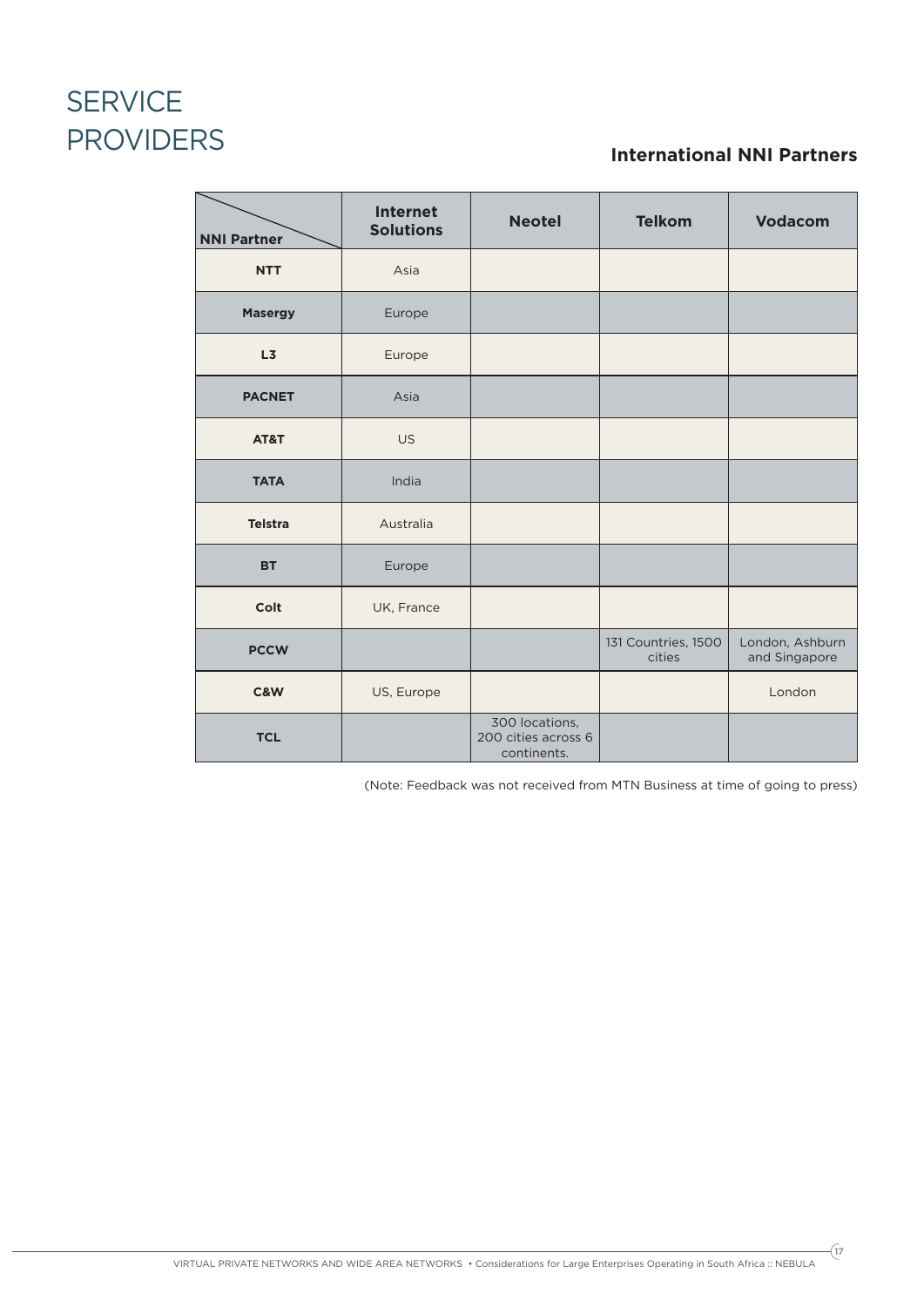# SERVICE PROVIDERS

### International NNI Partners

| NNI Partner | Internet Solutions | Neotel | Telkom | Vodacom |
|---|---|---|---|---|
| **NTT** | Asia | | | |
| **Masergy** | Europe | | | |
| **L3** | Europe | | | |
| **PACNET** | Asia | | | |
| **AT&T** | US | | | |
| **TATA** | India | | | |
| **Telstra** | Australia | | | |
| **BT** | Europe | | | |
| **Colt** | UK, France | | | |
| **PCCW** | | | 131 Countries, 1500 cities | London, Ashburn and Singapore |
| **C&W** | US, Europe | | | London |
| **TCL** | | 300 locations, 200 cities across 6 continents. | | |

(Note: Feedback was not received from MTN Business at time of going to press)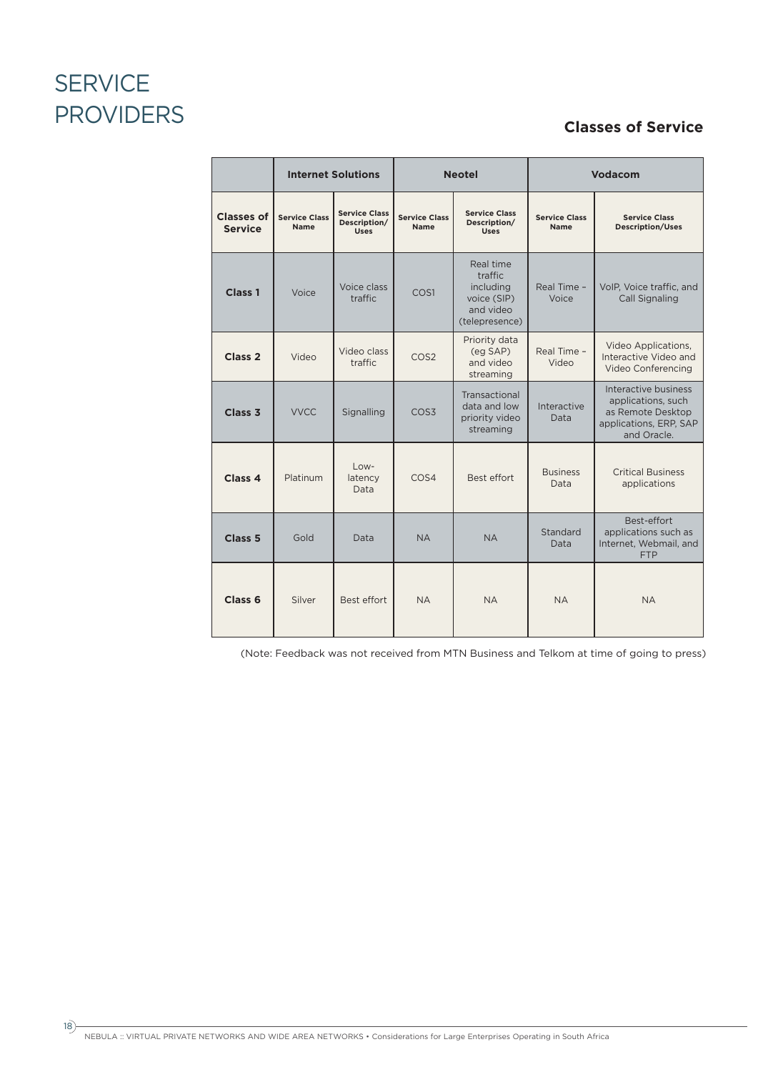# SERVICE PROVIDERS

## Classes of Service

| | Internet Solutions | | Neotel | | Vodacom | |
|---|---|---|---|---|---|---|
| **Classes of Service** | **Service Class Name** | **Service Class Description/ Uses** | **Service Class Name** | **Service Class Description/ Uses** | **Service Class Name** | **Service Class Description/Uses** |
| **Class 1** | Voice | Voice class traffic | COS1 | Real time traffic including voice (SIP) and video (telepresence) | Real Time - Voice | VoIP, Voice traffic, and Call Signaling |
| **Class 2** | Video | Video class traffic | COS2 | Priority data (eg SAP) and video streaming | Real Time - Video | Video Applications, Interactive Video and Video Conferencing |
| **Class 3** | VVCC | Signalling | COS3 | Transactional data and low priority video streaming | Interactive Data | Interactive business applications, such as Remote Desktop applications, ERP, SAP and Oracle. |
| **Class 4** | Platinum | Low-latency Data | COS4 | Best effort | Business Data | Critical Business applications |
| **Class 5** | Gold | Data | NA | NA | Standard Data | Best-effort applications such as Internet, Webmail, and FTP |
| **Class 6** | Silver | Best effort | NA | NA | NA | NA |

(Note: Feedback was not received from MTN Business and Telkom at time of going to press)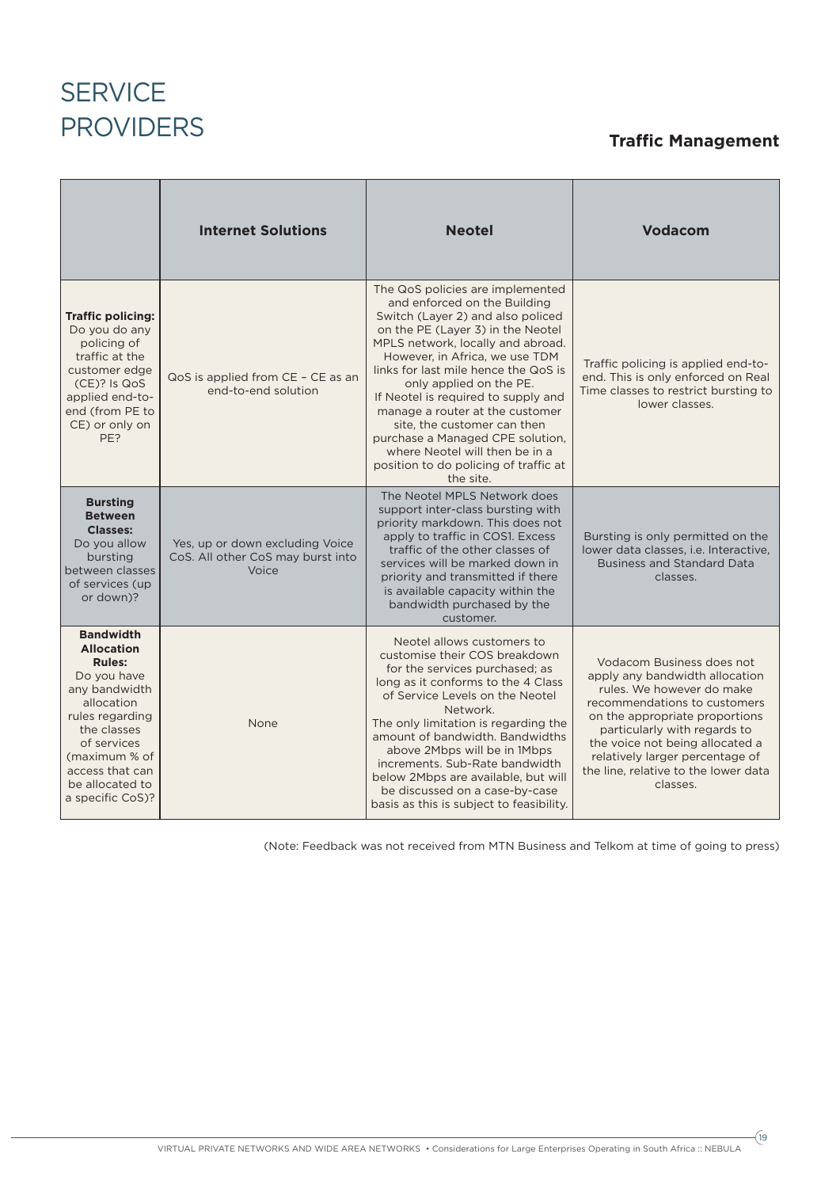# SERVICE PROVIDERS

## Traffic Management

| | Internet Solutions | Neotel | Vodacom |
|---|---|---|---|
| **Traffic policing:** Do you do any policing of traffic at the customer edge (CE)? Is QoS applied end-to-end (from PE to CE) or only on PE? | QoS is applied from CE – CE as an end-to-end solution | The QoS policies are implemented and enforced on the Building Switch (Layer 2) and also policed on the PE (Layer 3) in the Neotel MPLS network, locally and abroad. However, in Africa, we use TDM links for last mile hence the QoS is only applied on the PE. If Neotel is required to supply and manage a router at the customer site, the customer can then purchase a Managed CPE solution, where Neotel will then be in a position to do policing of traffic at the site. | Traffic policing is applied end-to-end. This is only enforced on Real Time classes to restrict bursting to lower classes. |
| **Bursting Between Classes:** Do you allow bursting between classes of services (up or down)? | Yes, up or down excluding Voice CoS. All other CoS may burst into Voice | The Neotel MPLS Network does support inter-class bursting with priority markdown. This does not apply to traffic in COS1. Excess traffic of the other classes of services will be marked down in priority and transmitted if there is available capacity within the bandwidth purchased by the customer. | Bursting is only permitted on the lower data classes, i.e. Interactive, Business and Standard Data classes. |
| **Bandwidth Allocation Rules:** Do you have any bandwidth allocation rules regarding the classes of services (maximum % of access that can be allocated to a specific CoS)? | None | Neotel allows customers to customise their COS breakdown for the services purchased; as long as it conforms to the 4 Class of Service Levels on the Neotel Network. The only limitation is regarding the amount of bandwidth. Bandwidths above 2Mbps will be in 1Mbps increments. Sub-Rate bandwidth below 2Mbps are available, but will be discussed on a case-by-case basis as this is subject to feasibility. | Vodacom Business does not apply any bandwidth allocation rules. We however do make recommendations to customers on the appropriate proportions particularly with regards to the voice not being allocated a relatively larger percentage of the line, relative to the lower data classes. |

(Note: Feedback was not received from MTN Business and Telkom at time of going to press)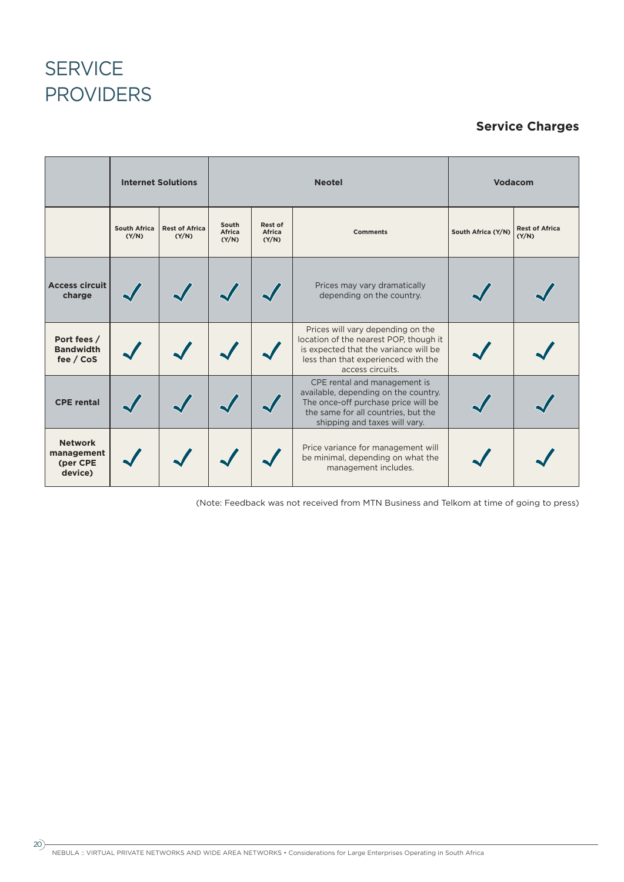# SERVICE PROVIDERS

## Service Charges

| | Internet Solutions | | Neotel | | | Vodacom | |
|---|---|---|---|---|---|---|---|
| | South Africa (Y/N) | Rest of Africa (Y/N) | South Africa (Y/N) | Rest of Africa (Y/N) | Comments | South Africa (Y/N) | Rest of Africa (Y/N) |
| **Access circuit charge** | ✓ | ✓ | ✓ | ✓ | Prices may vary dramatically depending on the country. | ✓ | ✓ |
| **Port fees / Bandwidth fee / CoS** | ✓ | ✓ | ✓ | ✓ | Prices will vary depending on the location of the nearest POP, though it is expected that the variance will be less than that experienced with the access circuits. | ✓ | ✓ |
| **CPE rental** | ✓ | ✓ | ✓ | ✓ | CPE rental and management is available, depending on the country. The once-off purchase price will be the same for all countries, but the shipping and taxes will vary. | ✓ | ✓ |
| **Network management (per CPE device)** | ✓ | ✓ | ✓ | ✓ | Price variance for management will be minimal, depending on what the management includes. | ✓ | ✓ |

(Note: Feedback was not received from MTN Business and Telkom at time of going to press)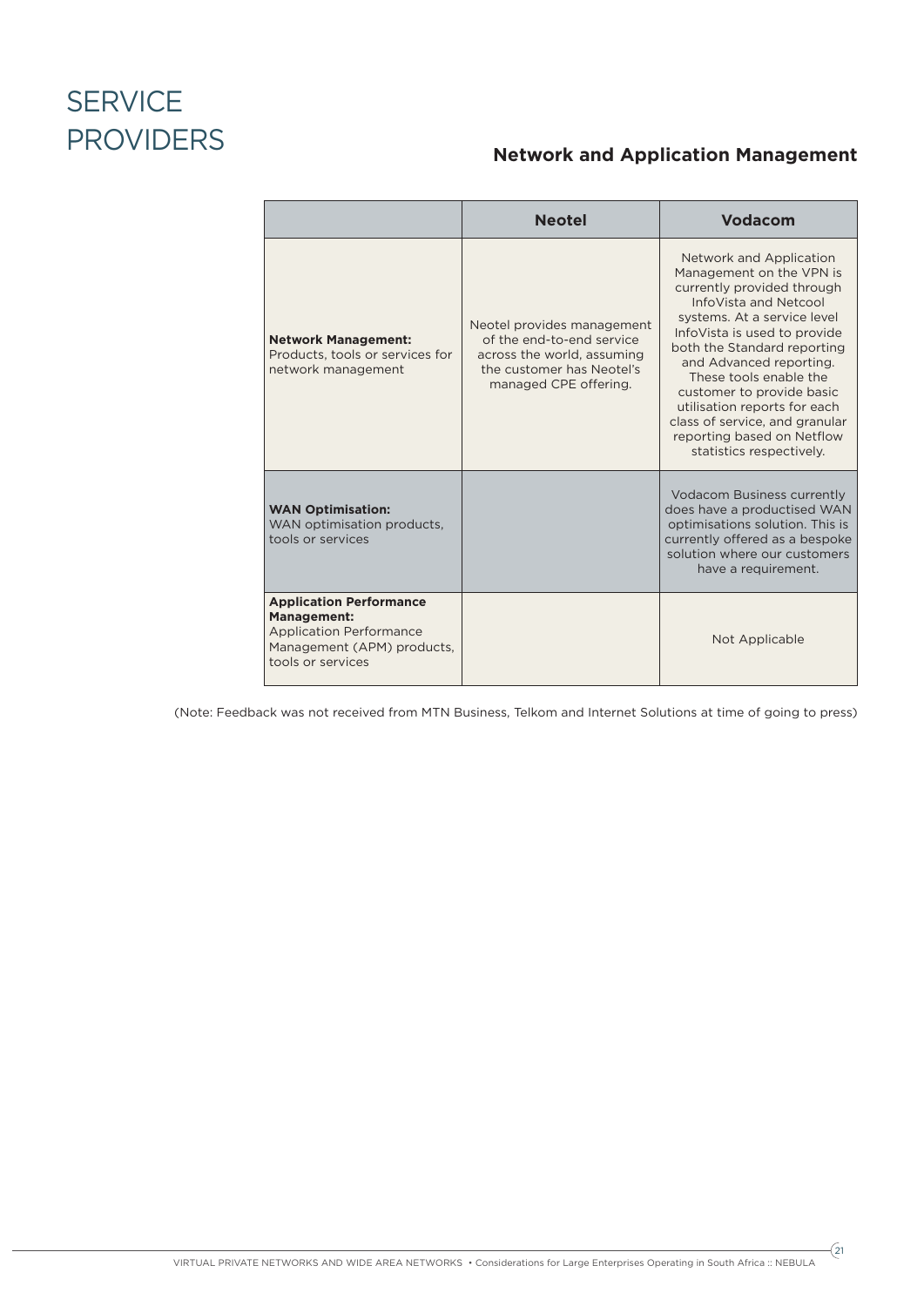# SERVICE PROVIDERS

## Network and Application Management

| | Neotel | Vodacom |
|---|---|---|
| **Network Management:** Products, tools or services for network management | Neotel provides management of the end-to-end service across the world, assuming the customer has Neotel's managed CPE offering. | Network and Application Management on the VPN is currently provided through InfoVista and Netcool systems. At a service level InfoVista is used to provide both the Standard reporting and Advanced reporting. These tools enable the customer to provide basic utilisation reports for each class of service, and granular reporting based on Netflow statistics respectively. |
| **WAN Optimisation:** WAN optimisation products, tools or services | | Vodacom Business currently does have a productised WAN optimisations solution. This is currently offered as a bespoke solution where our customers have a requirement. |
| **Application Performance Management:** Application Performance Management (APM) products, tools or services | | Not Applicable |

(Note: Feedback was not received from MTN Business, Telkom and Internet Solutions at time of going to press)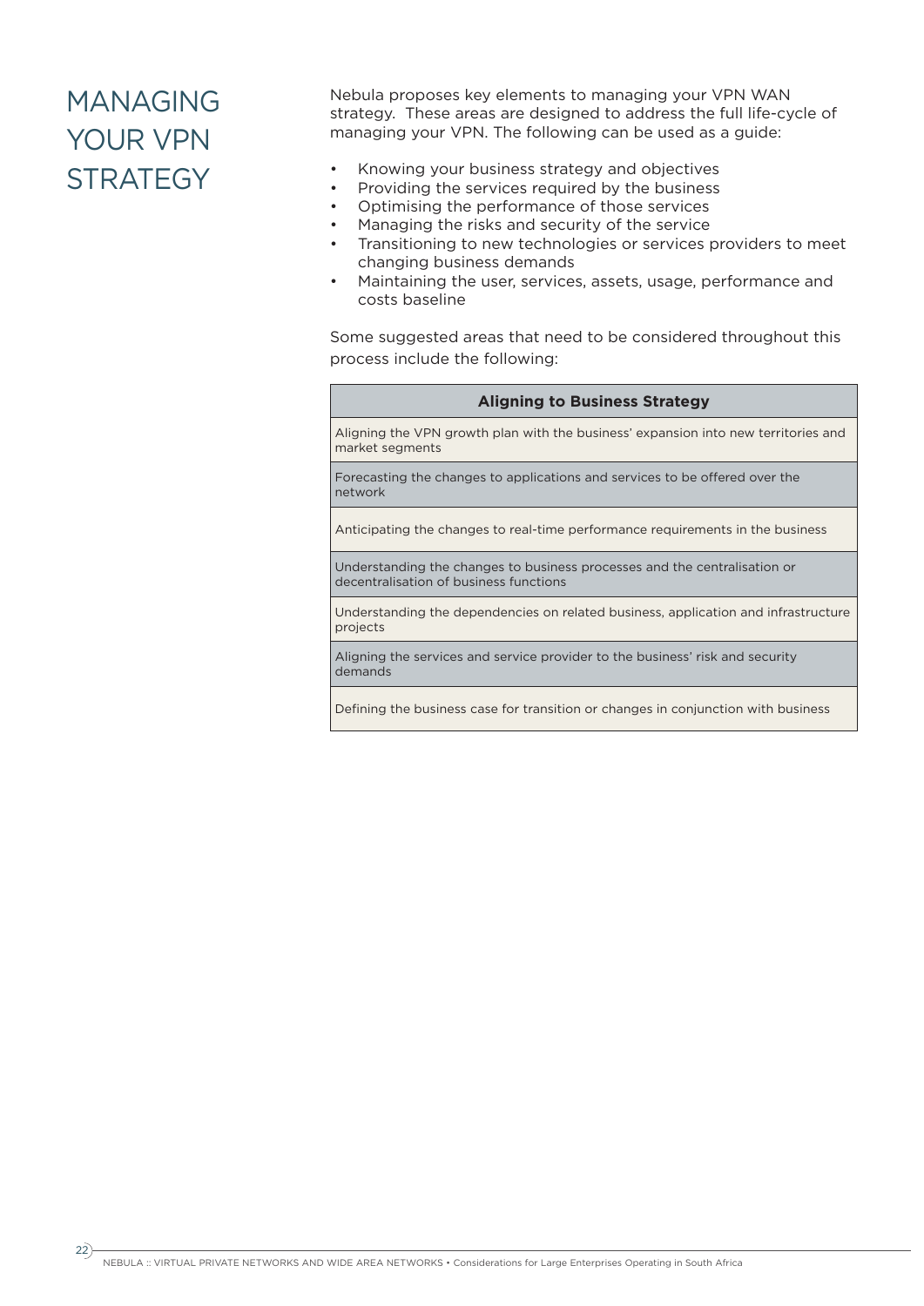# MANAGING YOUR VPN STRATEGY

Nebula proposes key elements to managing your VPN WAN strategy. These areas are designed to address the full life-cycle of managing your VPN. The following can be used as a guide:

- Knowing your business strategy and objectives
- Providing the services required by the business
- Optimising the performance of those services
- Managing the risks and security of the service
- Transitioning to new technologies or services providers to meet changing business demands
- Maintaining the user, services, assets, usage, performance and costs baseline

Some suggested areas that need to be considered throughout this process include the following:

| Aligning to Business Strategy |
|---|
| Aligning the VPN growth plan with the business' expansion into new territories and market segments |
| Forecasting the changes to applications and services to be offered over the network |
| Anticipating the changes to real-time performance requirements in the business |
| Understanding the changes to business processes and the centralisation or decentralisation of business functions |
| Understanding the dependencies on related business, application and infrastructure projects |
| Aligning the services and service provider to the business' risk and security demands |
| Defining the business case for transition or changes in conjunction with business |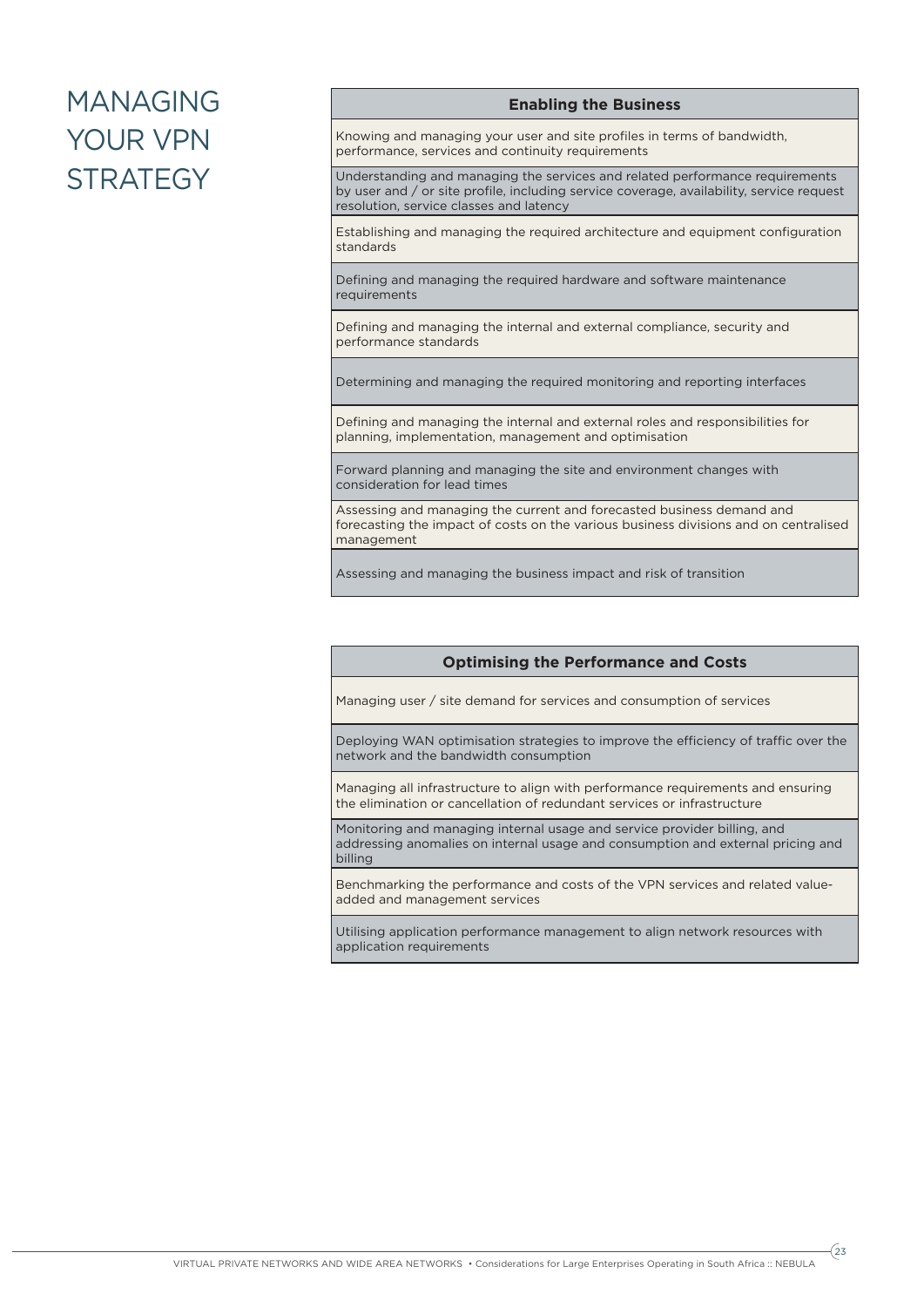# MANAGING YOUR VPN STRATEGY

| Enabling the Business |
|---|
| Knowing and managing your user and site profiles in terms of bandwidth, performance, services and continuity requirements |
| Understanding and managing the services and related performance requirements by user and / or site profile, including service coverage, availability, service request resolution, service classes and latency |
| Establishing and managing the required architecture and equipment configuration standards |
| Defining and managing the required hardware and software maintenance requirements |
| Defining and managing the internal and external compliance, security and performance standards |
| Determining and managing the required monitoring and reporting interfaces |
| Defining and managing the internal and external roles and responsibilities for planning, implementation, management and optimisation |
| Forward planning and managing the site and environment changes with consideration for lead times |
| Assessing and managing the current and forecasted business demand and forecasting the impact of costs on the various business divisions and on centralised management |
| Assessing and managing the business impact and risk of transition |

| Optimising the Performance and Costs |
|---|
| Managing user / site demand for services and consumption of services |
| Deploying WAN optimisation strategies to improve the efficiency of traffic over the network and the bandwidth consumption |
| Managing all infrastructure to align with performance requirements and ensuring the elimination or cancellation of redundant services or infrastructure |
| Monitoring and managing internal usage and service provider billing, and addressing anomalies on internal usage and consumption and external pricing and billing |
| Benchmarking the performance and costs of the VPN services and related value-added and management services |
| Utilising application performance management to align network resources with application requirements |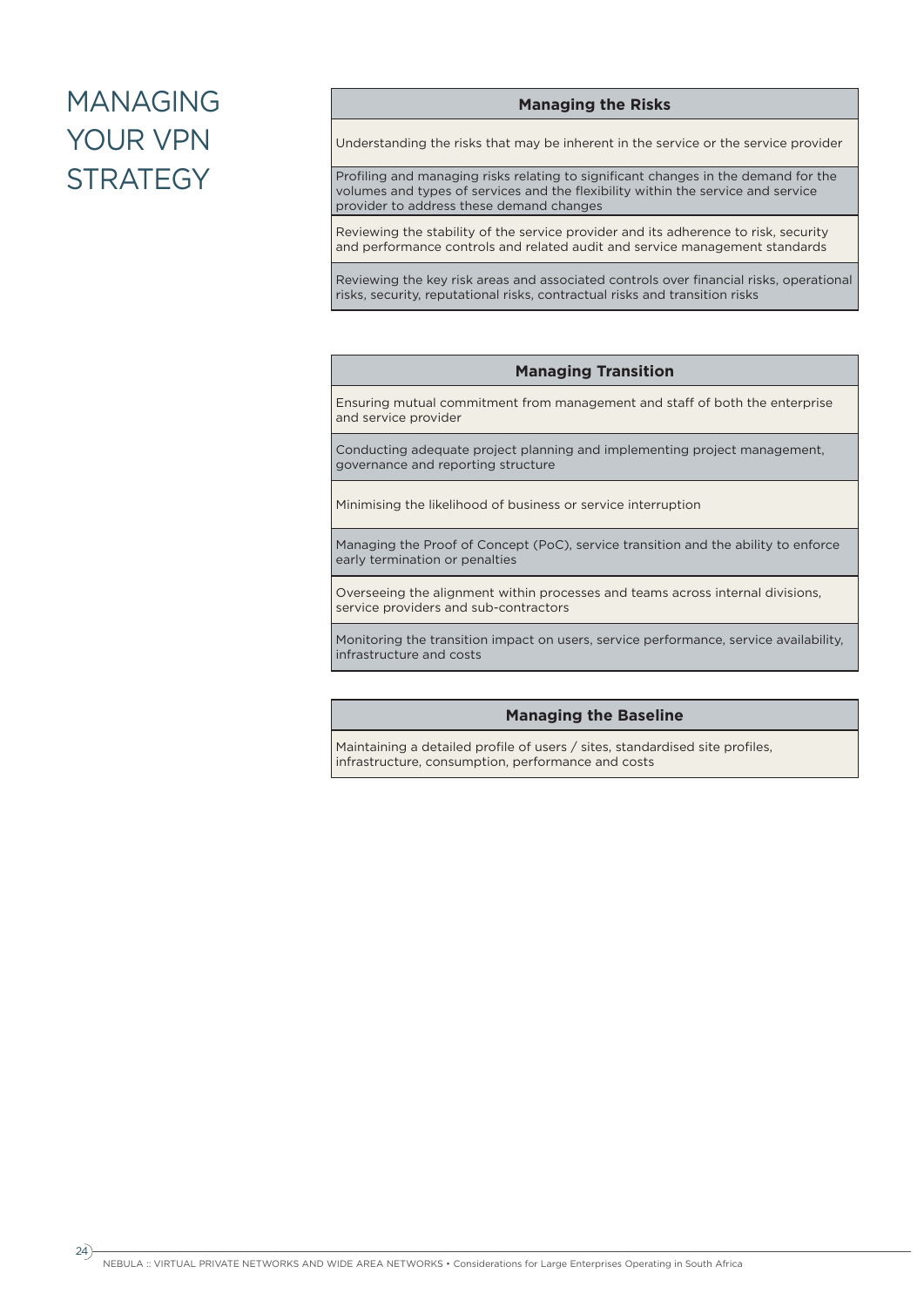# MANAGING YOUR VPN STRATEGY

| Managing the Risks |
| --- |
| Understanding the risks that may be inherent in the service or the service provider |
| Profiling and managing risks relating to significant changes in the demand for the volumes and types of services and the flexibility within the service and service provider to address these demand changes |
| Reviewing the stability of the service provider and its adherence to risk, security and performance controls and related audit and service management standards |
| Reviewing the key risk areas and associated controls over financial risks, operational risks, security, reputational risks, contractual risks and transition risks |

| Managing Transition |
| --- |
| Ensuring mutual commitment from management and staff of both the enterprise and service provider |
| Conducting adequate project planning and implementing project management, governance and reporting structure |
| Minimising the likelihood of business or service interruption |
| Managing the Proof of Concept (PoC), service transition and the ability to enforce early termination or penalties |
| Overseeing the alignment within processes and teams across internal divisions, service providers and sub-contractors |
| Monitoring the transition impact on users, service performance, service availability, infrastructure and costs |

| Managing the Baseline |
| --- |
| Maintaining a detailed profile of users / sites, standardised site profiles, infrastructure, consumption, performance and costs |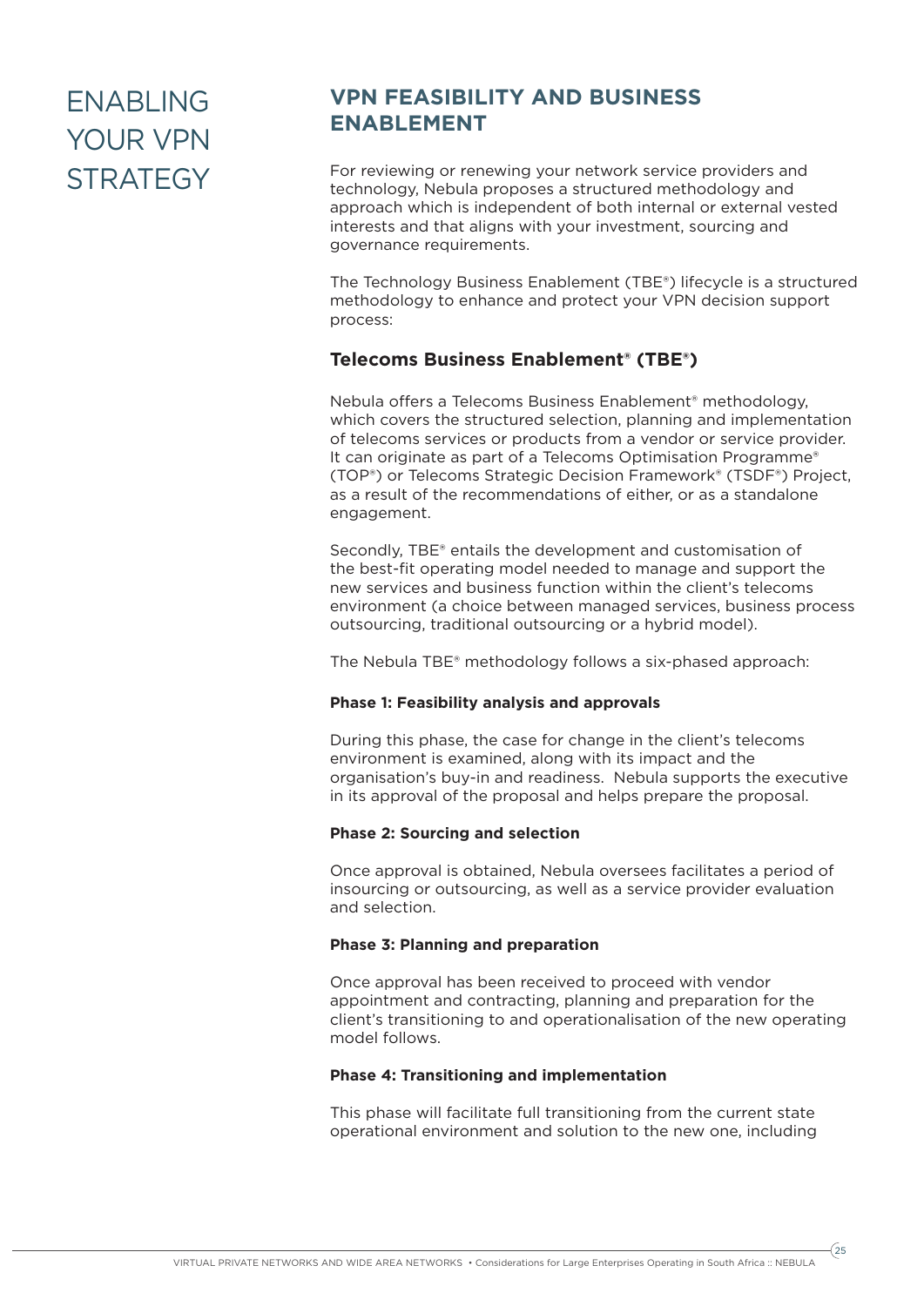# ENABLING YOUR VPN STRATEGY

## VPN FEASIBILITY AND BUSINESS ENABLEMENT

For reviewing or renewing your network service providers and technology, Nebula proposes a structured methodology and approach which is independent of both internal or external vested interests and that aligns with your investment, sourcing and governance requirements.

The Technology Business Enablement (TBE®) lifecycle is a structured methodology to enhance and protect your VPN decision support process:

### Telecoms Business Enablement® (TBE®)

Nebula offers a Telecoms Business Enablement® methodology, which covers the structured selection, planning and implementation of telecoms services or products from a vendor or service provider. It can originate as part of a Telecoms Optimisation Programme® (TOP®) or Telecoms Strategic Decision Framework® (TSDF®) Project, as a result of the recommendations of either, or as a standalone engagement.

Secondly, TBE® entails the development and customisation of the best-fit operating model needed to manage and support the new services and business function within the client's telecoms environment (a choice between managed services, business process outsourcing, traditional outsourcing or a hybrid model).

The Nebula TBE® methodology follows a six-phased approach:

**Phase 1: Feasibility analysis and approvals**

During this phase, the case for change in the client's telecoms environment is examined, along with its impact and the organisation's buy-in and readiness. Nebula supports the executive in its approval of the proposal and helps prepare the proposal.

**Phase 2: Sourcing and selection**

Once approval is obtained, Nebula oversees facilitates a period of insourcing or outsourcing, as well as a service provider evaluation and selection.

**Phase 3: Planning and preparation**

Once approval has been received to proceed with vendor appointment and contracting, planning and preparation for the client's transitioning to and operationalisation of the new operating model follows.

**Phase 4: Transitioning and implementation**

This phase will facilitate full transitioning from the current state operational environment and solution to the new one, including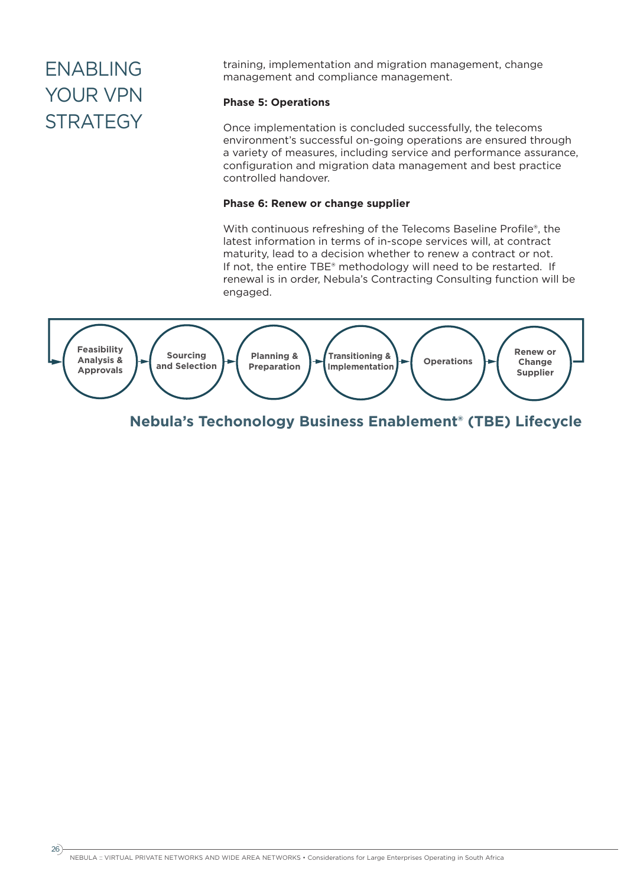# ENABLING YOUR VPN STRATEGY

training, implementation and migration management, change management and compliance management.

**Phase 5: Operations**

Once implementation is concluded successfully, the telecoms environment's successful on-going operations are ensured through a variety of measures, including service and performance assurance, configuration and migration data management and best practice controlled handover.

**Phase 6: Renew or change supplier**

With continuous refreshing of the Telecoms Baseline Profile®, the latest information in terms of in-scope services will, at contract maturity, lead to a decision whether to renew a contract or not. If not, the entire TBE® methodology will need to be restarted. If renewal is in order, Nebula's Contracting Consulting function will be engaged.

Feasibility Analysis & Approvals → Sourcing and Selection → Planning & Preparation → Transitioning & Implementation → Operations → Renew or Change Supplier

**Nebula's Techonology Business Enablement® (TBE) Lifecycle**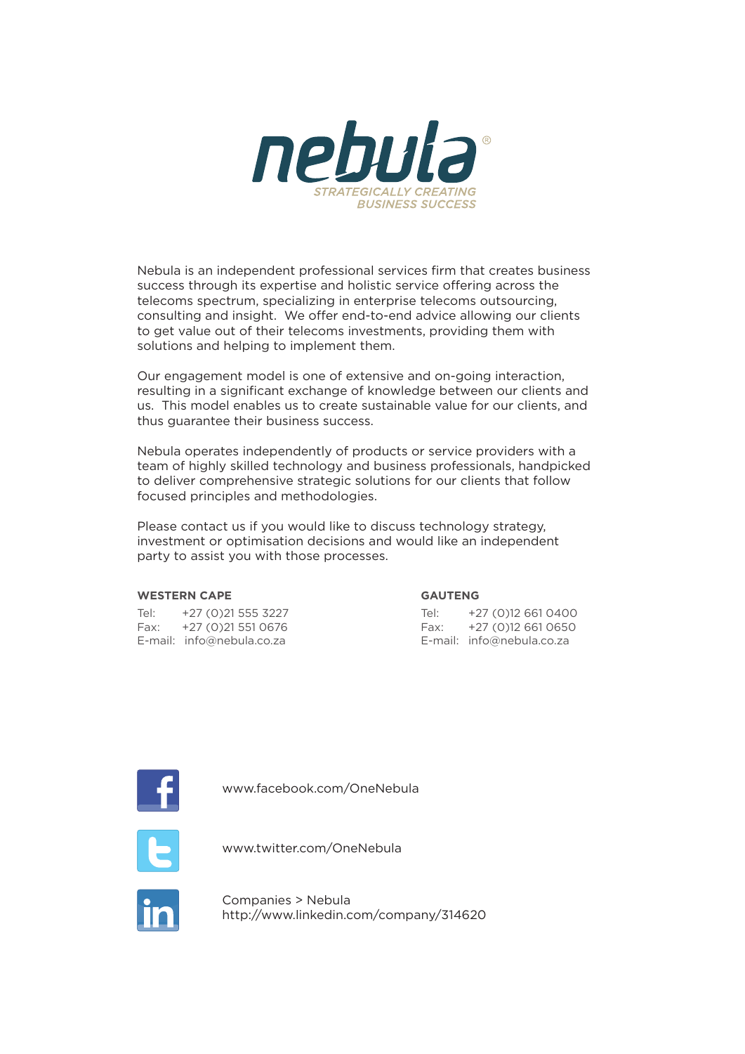# nebula®

*STRATEGICALLY CREATING BUSINESS SUCCESS*

Nebula is an independent professional services firm that creates business success through its expertise and holistic service offering across the telecoms spectrum, specializing in enterprise telecoms outsourcing, consulting and insight. We offer end-to-end advice allowing our clients to get value out of their telecoms investments, providing them with solutions and helping to implement them.

Our engagement model is one of extensive and on-going interaction, resulting in a significant exchange of knowledge between our clients and us. This model enables us to create sustainable value for our clients, and thus guarantee their business success.

Nebula operates independently of products or service providers with a team of highly skilled technology and business professionals, handpicked to deliver comprehensive strategic solutions for our clients that follow focused principles and methodologies.

Please contact us if you would like to discuss technology strategy, investment or optimisation decisions and would like an independent party to assist you with those processes.

**WESTERN CAPE**

Tel: +27 (0)21 555 3227
Fax: +27 (0)21 551 0676
E-mail: info@nebula.co.za

**GAUTENG**

Tel: +27 (0)12 661 0400
Fax: +27 (0)12 661 0650
E-mail: info@nebula.co.za

www.facebook.com/OneNebula

www.twitter.com/OneNebula

Companies > Nebula
http://www.linkedin.com/company/314620